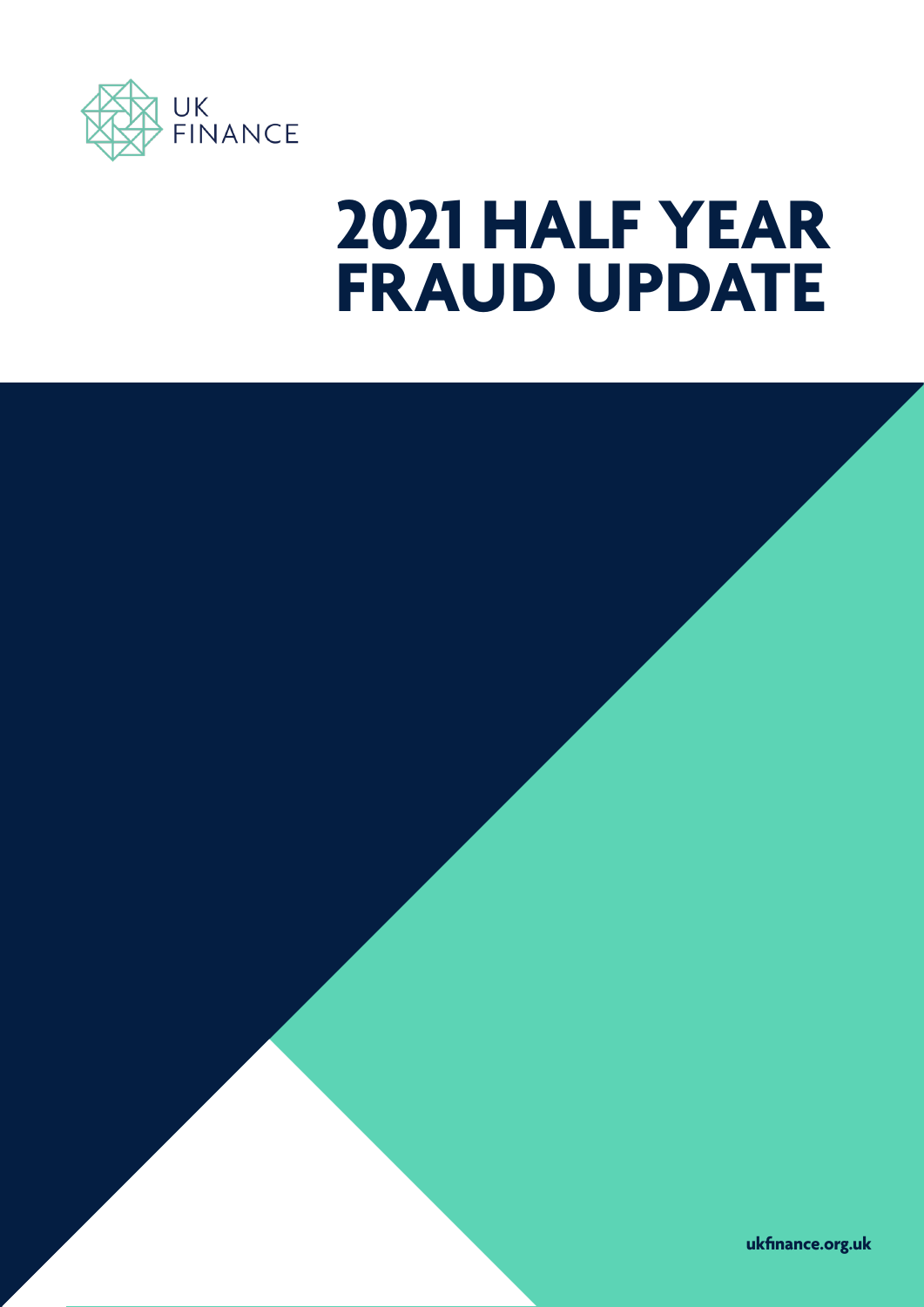UK FINANCE

# 2021 HALF YEAR FRAUD UPDATE

ukfinance.org.uk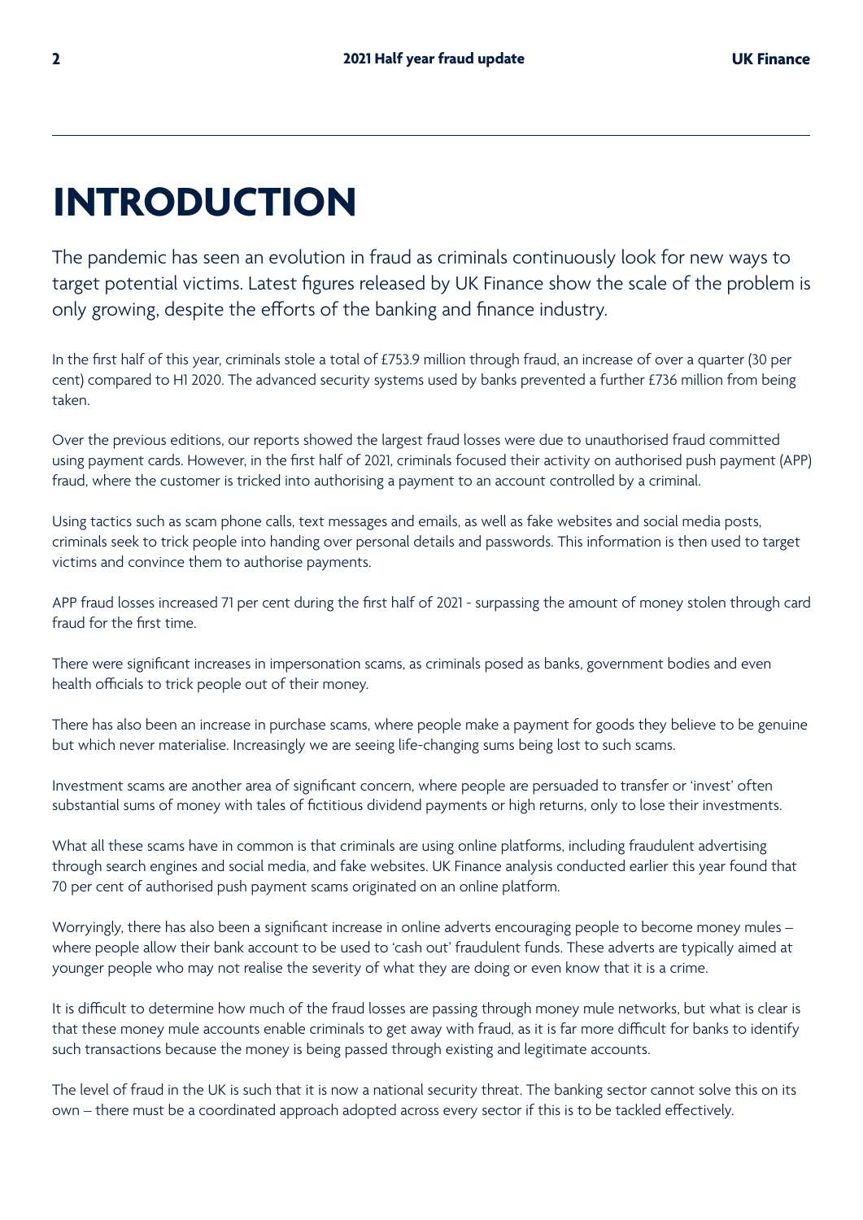# INTRODUCTION

The pandemic has seen an evolution in fraud as criminals continuously look for new ways to target potential victims. Latest figures released by UK Finance show the scale of the problem is only growing, despite the efforts of the banking and finance industry.

In the first half of this year, criminals stole a total of £753.9 million through fraud, an increase of over a quarter (30 per cent) compared to H1 2020. The advanced security systems used by banks prevented a further £736 million from being taken.

Over the previous editions, our reports showed the largest fraud losses were due to unauthorised fraud committed using payment cards. However, in the first half of 2021, criminals focused their activity on authorised push payment (APP) fraud, where the customer is tricked into authorising a payment to an account controlled by a criminal.

Using tactics such as scam phone calls, text messages and emails, as well as fake websites and social media posts, criminals seek to trick people into handing over personal details and passwords. This information is then used to target victims and convince them to authorise payments.

APP fraud losses increased 71 per cent during the first half of 2021 - surpassing the amount of money stolen through card fraud for the first time.

There were significant increases in impersonation scams, as criminals posed as banks, government bodies and even health officials to trick people out of their money.

There has also been an increase in purchase scams, where people make a payment for goods they believe to be genuine but which never materialise. Increasingly we are seeing life-changing sums being lost to such scams.

Investment scams are another area of significant concern, where people are persuaded to transfer or 'invest' often substantial sums of money with tales of fictitious dividend payments or high returns, only to lose their investments.

What all these scams have in common is that criminals are using online platforms, including fraudulent advertising through search engines and social media, and fake websites. UK Finance analysis conducted earlier this year found that 70 per cent of authorised push payment scams originated on an online platform.

Worryingly, there has also been a significant increase in online adverts encouraging people to become money mules – where people allow their bank account to be used to 'cash out' fraudulent funds. These adverts are typically aimed at younger people who may not realise the severity of what they are doing or even know that it is a crime.

It is difficult to determine how much of the fraud losses are passing through money mule networks, but what is clear is that these money mule accounts enable criminals to get away with fraud, as it is far more difficult for banks to identify such transactions because the money is being passed through existing and legitimate accounts.

The level of fraud in the UK is such that it is now a national security threat. The banking sector cannot solve this on its own – there must be a coordinated approach adopted across every sector if this is to be tackled effectively.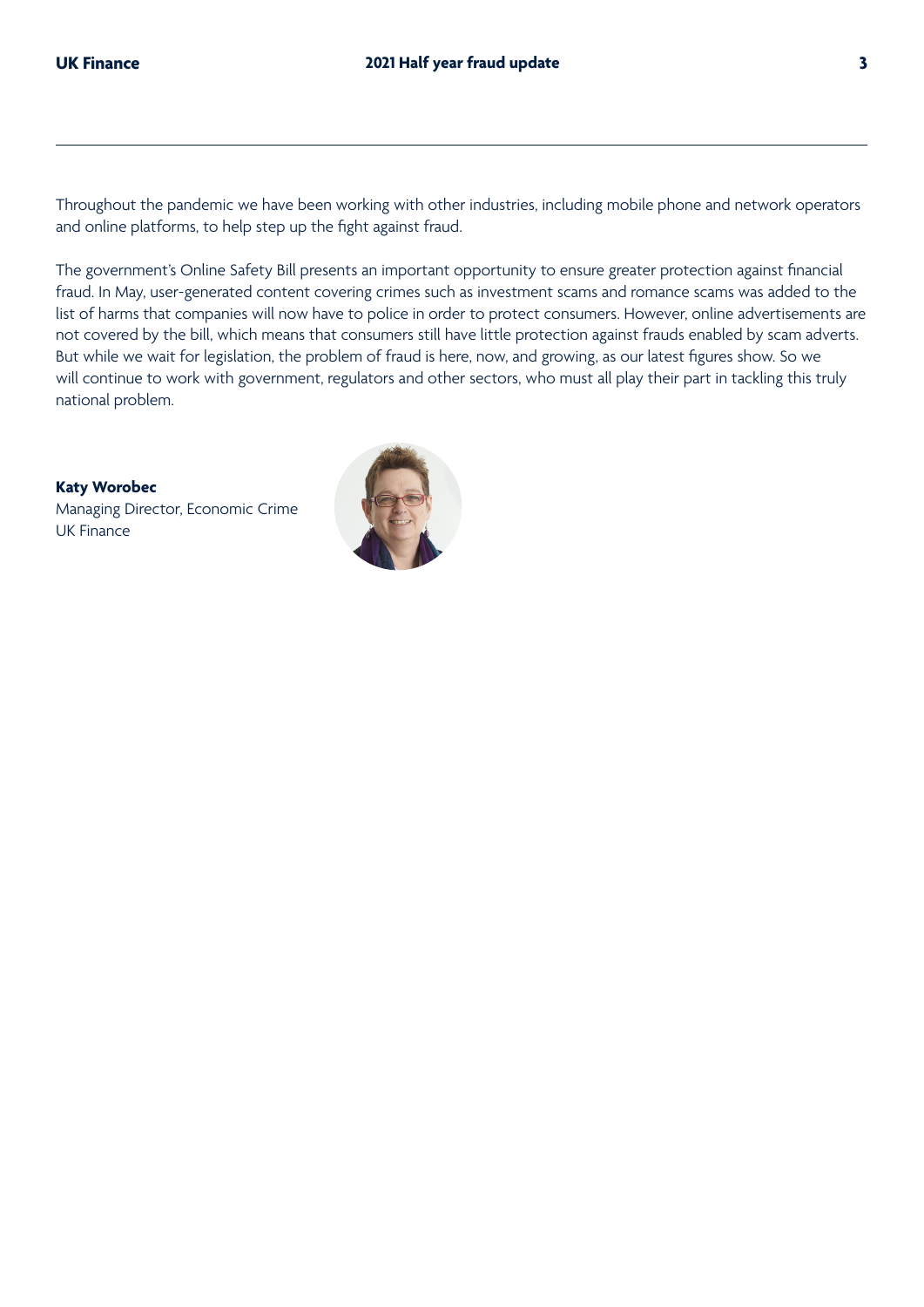Throughout the pandemic we have been working with other industries, including mobile phone and network operators and online platforms, to help step up the fight against fraud.

The government's Online Safety Bill presents an important opportunity to ensure greater protection against financial fraud. In May, user-generated content covering crimes such as investment scams and romance scams was added to the list of harms that companies will now have to police in order to protect consumers. However, online advertisements are not covered by the bill, which means that consumers still have little protection against frauds enabled by scam adverts. But while we wait for legislation, the problem of fraud is here, now, and growing, as our latest figures show. So we will continue to work with government, regulators and other sectors, who must all play their part in tackling this truly national problem.

**Katy Worobec**
Managing Director, Economic Crime
UK Finance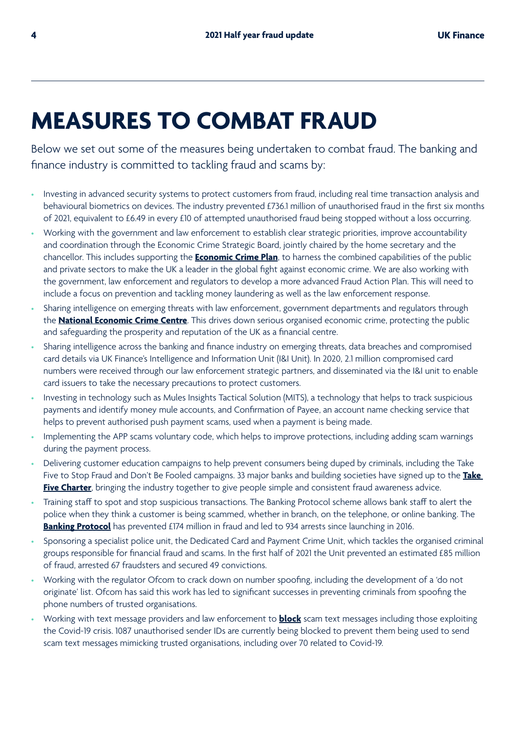# MEASURES TO COMBAT FRAUD

Below we set out some of the measures being undertaken to combat fraud. The banking and finance industry is committed to tackling fraud and scams by:

- Investing in advanced security systems to protect customers from fraud, including real time transaction analysis and behavioural biometrics on devices. The industry prevented £736.1 million of unauthorised fraud in the first six months of 2021, equivalent to £6.49 in every £10 of attempted unauthorised fraud being stopped without a loss occurring.
- Working with the government and law enforcement to establish clear strategic priorities, improve accountability and coordination through the Economic Crime Strategic Board, jointly chaired by the home secretary and the chancellor. This includes supporting the **Economic Crime Plan**, to harness the combined capabilities of the public and private sectors to make the UK a leader in the global fight against economic crime. We are also working with the government, law enforcement and regulators to develop a more advanced Fraud Action Plan. This will need to include a focus on prevention and tackling money laundering as well as the law enforcement response.
- Sharing intelligence on emerging threats with law enforcement, government departments and regulators through the **National Economic Crime Centre**. This drives down serious organised economic crime, protecting the public and safeguarding the prosperity and reputation of the UK as a financial centre.
- Sharing intelligence across the banking and finance industry on emerging threats, data breaches and compromised card details via UK Finance's Intelligence and Information Unit (I&I Unit). In 2020, 2.1 million compromised card numbers were received through our law enforcement strategic partners, and disseminated via the I&I unit to enable card issuers to take the necessary precautions to protect customers.
- Investing in technology such as Mules Insights Tactical Solution (MITS), a technology that helps to track suspicious payments and identify money mule accounts, and Confirmation of Payee, an account name checking service that helps to prevent authorised push payment scams, used when a payment is being made.
- Implementing the APP scams voluntary code, which helps to improve protections, including adding scam warnings during the payment process.
- Delivering customer education campaigns to help prevent consumers being duped by criminals, including the Take Five to Stop Fraud and Don't Be Fooled campaigns. 33 major banks and building societies have signed up to the **Take Five Charter**, bringing the industry together to give people simple and consistent fraud awareness advice.
- Training staff to spot and stop suspicious transactions. The Banking Protocol scheme allows bank staff to alert the police when they think a customer is being scammed, whether in branch, on the telephone, or online banking. The **Banking Protocol** has prevented £174 million in fraud and led to 934 arrests since launching in 2016.
- Sponsoring a specialist police unit, the Dedicated Card and Payment Crime Unit, which tackles the organised criminal groups responsible for financial fraud and scams. In the first half of 2021 the Unit prevented an estimated £85 million of fraud, arrested 67 fraudsters and secured 49 convictions.
- Working with the regulator Ofcom to crack down on number spoofing, including the development of a 'do not originate' list. Ofcom has said this work has led to significant successes in preventing criminals from spoofing the phone numbers of trusted organisations.
- Working with text message providers and law enforcement to **block** scam text messages including those exploiting the Covid-19 crisis. 1087 unauthorised sender IDs are currently being blocked to prevent them being used to send scam text messages mimicking trusted organisations, including over 70 related to Covid-19.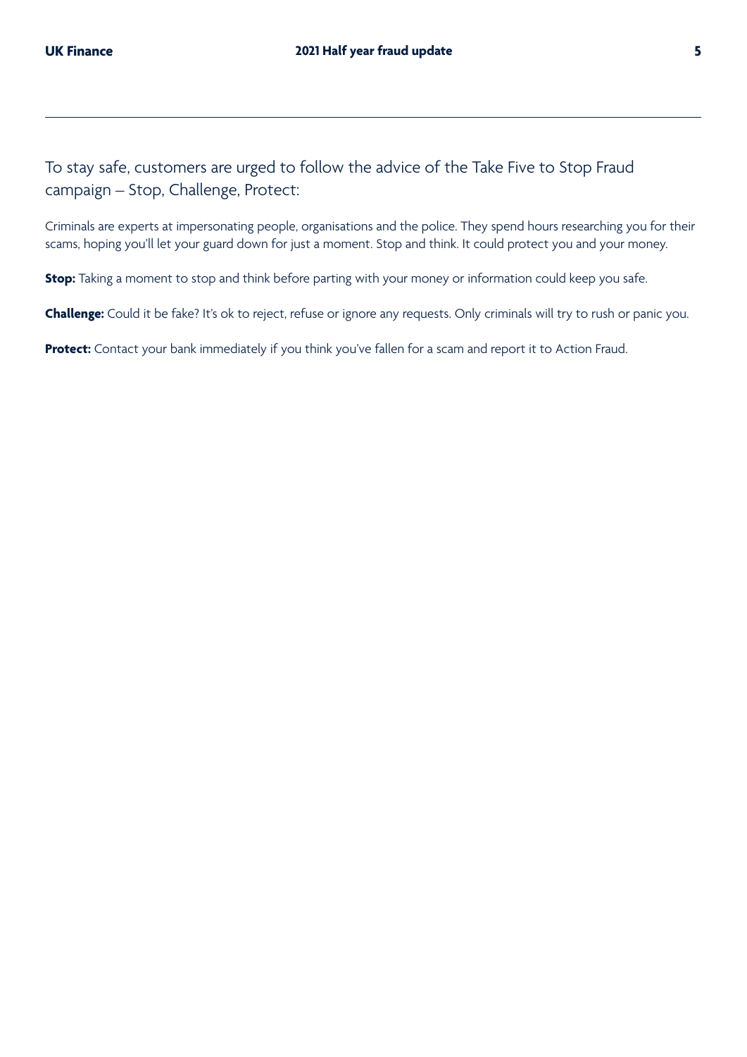To stay safe, customers are urged to follow the advice of the Take Five to Stop Fraud campaign – Stop, Challenge, Protect:

Criminals are experts at impersonating people, organisations and the police. They spend hours researching you for their scams, hoping you'll let your guard down for just a moment. Stop and think. It could protect you and your money.

**Stop:** Taking a moment to stop and think before parting with your money or information could keep you safe.

**Challenge:** Could it be fake? It's ok to reject, refuse or ignore any requests. Only criminals will try to rush or panic you.

**Protect:** Contact your bank immediately if you think you've fallen for a scam and report it to Action Fraud.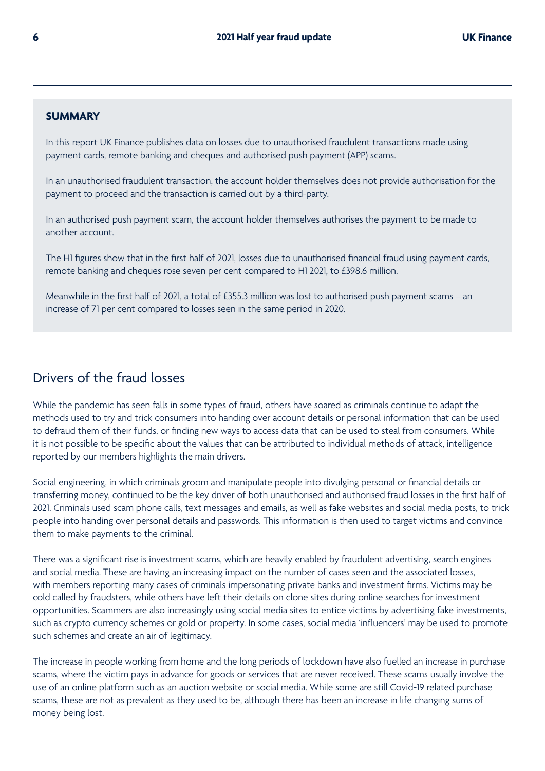**SUMMARY**

In this report UK Finance publishes data on losses due to unauthorised fraudulent transactions made using payment cards, remote banking and cheques and authorised push payment (APP) scams.

In an unauthorised fraudulent transaction, the account holder themselves does not provide authorisation for the payment to proceed and the transaction is carried out by a third-party.

In an authorised push payment scam, the account holder themselves authorises the payment to be made to another account.

The H1 figures show that in the first half of 2021, losses due to unauthorised financial fraud using payment cards, remote banking and cheques rose seven per cent compared to H1 2021, to £398.6 million.

Meanwhile in the first half of 2021, a total of £355.3 million was lost to authorised push payment scams – an increase of 71 per cent compared to losses seen in the same period in 2020.

## Drivers of the fraud losses

While the pandemic has seen falls in some types of fraud, others have soared as criminals continue to adapt the methods used to try and trick consumers into handing over account details or personal information that can be used to defraud them of their funds, or finding new ways to access data that can be used to steal from consumers. While it is not possible to be specific about the values that can be attributed to individual methods of attack, intelligence reported by our members highlights the main drivers.

Social engineering, in which criminals groom and manipulate people into divulging personal or financial details or transferring money, continued to be the key driver of both unauthorised and authorised fraud losses in the first half of 2021. Criminals used scam phone calls, text messages and emails, as well as fake websites and social media posts, to trick people into handing over personal details and passwords. This information is then used to target victims and convince them to make payments to the criminal.

There was a significant rise is investment scams, which are heavily enabled by fraudulent advertising, search engines and social media. These are having an increasing impact on the number of cases seen and the associated losses, with members reporting many cases of criminals impersonating private banks and investment firms. Victims may be cold called by fraudsters, while others have left their details on clone sites during online searches for investment opportunities. Scammers are also increasingly using social media sites to entice victims by advertising fake investments, such as crypto currency schemes or gold or property. In some cases, social media 'influencers' may be used to promote such schemes and create an air of legitimacy.

The increase in people working from home and the long periods of lockdown have also fuelled an increase in purchase scams, where the victim pays in advance for goods or services that are never received. These scams usually involve the use of an online platform such as an auction website or social media. While some are still Covid-19 related purchase scams, these are not as prevalent as they used to be, although there has been an increase in life changing sums of money being lost.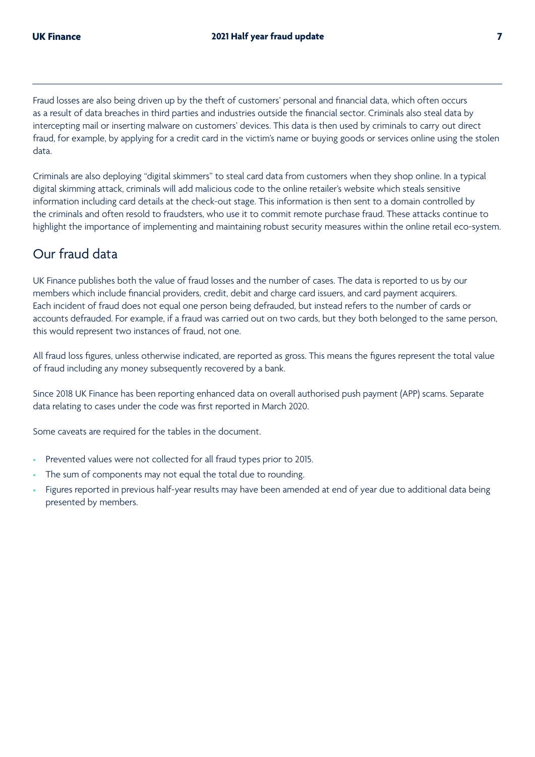Fraud losses are also being driven up by the theft of customers' personal and financial data, which often occurs as a result of data breaches in third parties and industries outside the financial sector. Criminals also steal data by intercepting mail or inserting malware on customers' devices. This data is then used by criminals to carry out direct fraud, for example, by applying for a credit card in the victim's name or buying goods or services online using the stolen data.

Criminals are also deploying "digital skimmers" to steal card data from customers when they shop online. In a typical digital skimming attack, criminals will add malicious code to the online retailer's website which steals sensitive information including card details at the check-out stage. This information is then sent to a domain controlled by the criminals and often resold to fraudsters, who use it to commit remote purchase fraud. These attacks continue to highlight the importance of implementing and maintaining robust security measures within the online retail eco-system.

## Our fraud data

UK Finance publishes both the value of fraud losses and the number of cases. The data is reported to us by our members which include financial providers, credit, debit and charge card issuers, and card payment acquirers. Each incident of fraud does not equal one person being defrauded, but instead refers to the number of cards or accounts defrauded. For example, if a fraud was carried out on two cards, but they both belonged to the same person, this would represent two instances of fraud, not one.

All fraud loss figures, unless otherwise indicated, are reported as gross. This means the figures represent the total value of fraud including any money subsequently recovered by a bank.

Since 2018 UK Finance has been reporting enhanced data on overall authorised push payment (APP) scams. Separate data relating to cases under the code was first reported in March 2020.

Some caveats are required for the tables in the document.

- Prevented values were not collected for all fraud types prior to 2015.
- The sum of components may not equal the total due to rounding.
- Figures reported in previous half-year results may have been amended at end of year due to additional data being presented by members.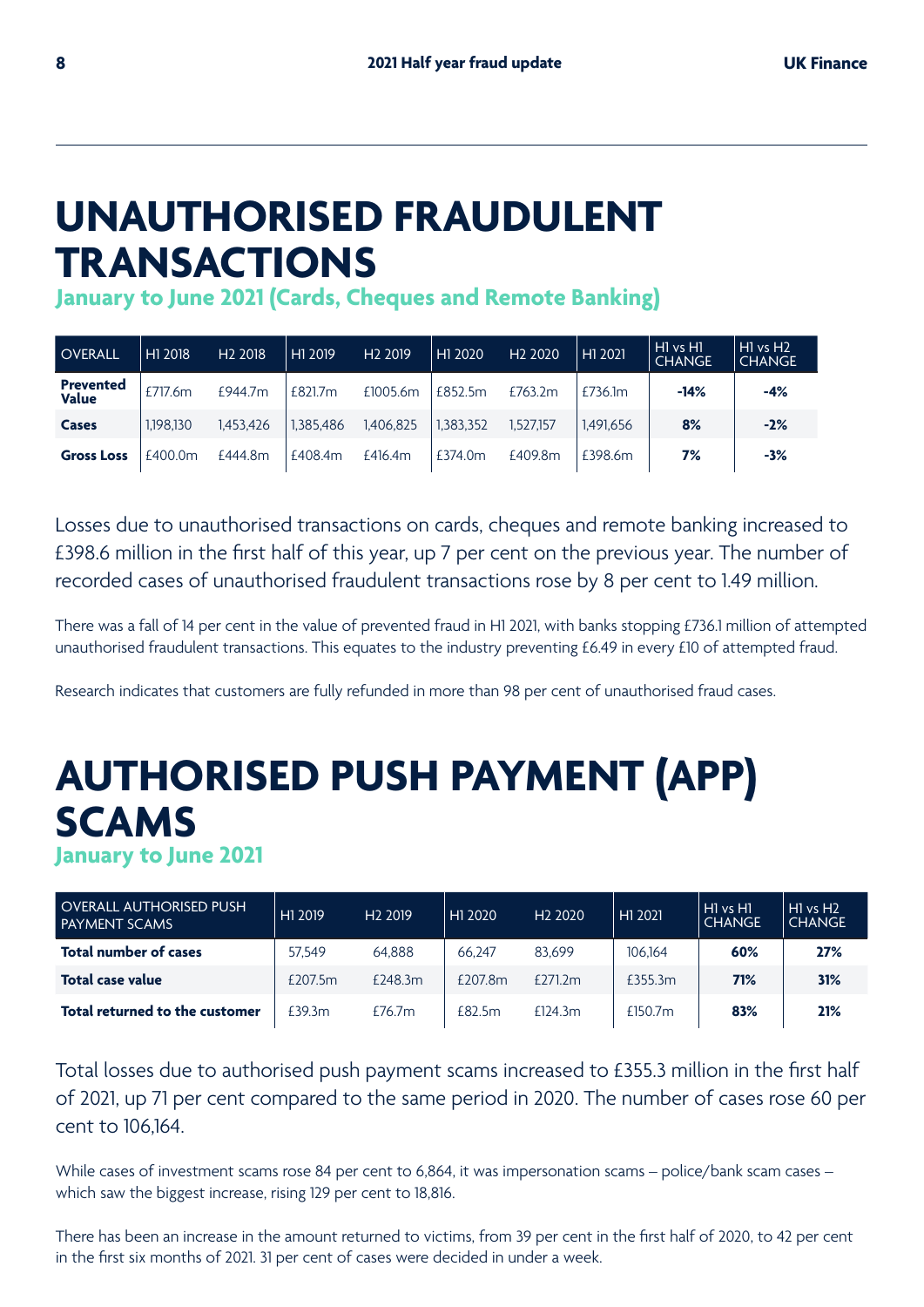# UNAUTHORISED FRAUDULENT TRANSACTIONS

## January to June 2021 (Cards, Cheques and Remote Banking)

| OVERALL | H1 2018 | H2 2018 | H1 2019 | H2 2019 | H1 2020 | H2 2020 | H1 2021 | H1 vs H1 CHANGE | H1 vs H2 CHANGE |
|---|---|---|---|---|---|---|---|---|---|
| **Prevented Value** | £717.6m | £944.7m | £821.7m | £1005.6m | £852.5m | £763.2m | £736.1m | **-14%** | **-4%** |
| **Cases** | 1,198,130 | 1,453,426 | 1,385,486 | 1,406,825 | 1,383,352 | 1,527,157 | 1,491,656 | **8%** | **-2%** |
| **Gross Loss** | £400.0m | £444.8m | £408.4m | £416.4m | £374.0m | £409.8m | £398.6m | **7%** | **-3%** |

Losses due to unauthorised transactions on cards, cheques and remote banking increased to £398.6 million in the first half of this year, up 7 per cent on the previous year. The number of recorded cases of unauthorised fraudulent transactions rose by 8 per cent to 1.49 million.

There was a fall of 14 per cent in the value of prevented fraud in H1 2021, with banks stopping £736.1 million of attempted unauthorised fraudulent transactions. This equates to the industry preventing £6.49 in every £10 of attempted fraud.

Research indicates that customers are fully refunded in more than 98 per cent of unauthorised fraud cases.

# AUTHORISED PUSH PAYMENT (APP) SCAMS

## January to June 2021

| OVERALL AUTHORISED PUSH PAYMENT SCAMS | H1 2019 | H2 2019 | H1 2020 | H2 2020 | H1 2021 | H1 vs H1 CHANGE | H1 vs H2 CHANGE |
|---|---|---|---|---|---|---|---|
| **Total number of cases** | 57,549 | 64,888 | 66,247 | 83,699 | 106,164 | **60%** | **27%** |
| **Total case value** | £207.5m | £248.3m | £207.8m | £271.2m | £355.3m | **71%** | **31%** |
| **Total returned to the customer** | £39.3m | £76.7m | £82.5m | £124.3m | £150.7m | **83%** | **21%** |

Total losses due to authorised push payment scams increased to £355.3 million in the first half of 2021, up 71 per cent compared to the same period in 2020. The number of cases rose 60 per cent to 106,164.

While cases of investment scams rose 84 per cent to 6,864, it was impersonation scams – police/bank scam cases – which saw the biggest increase, rising 129 per cent to 18,816.

There has been an increase in the amount returned to victims, from 39 per cent in the first half of 2020, to 42 per cent in the first six months of 2021. 31 per cent of cases were decided in under a week.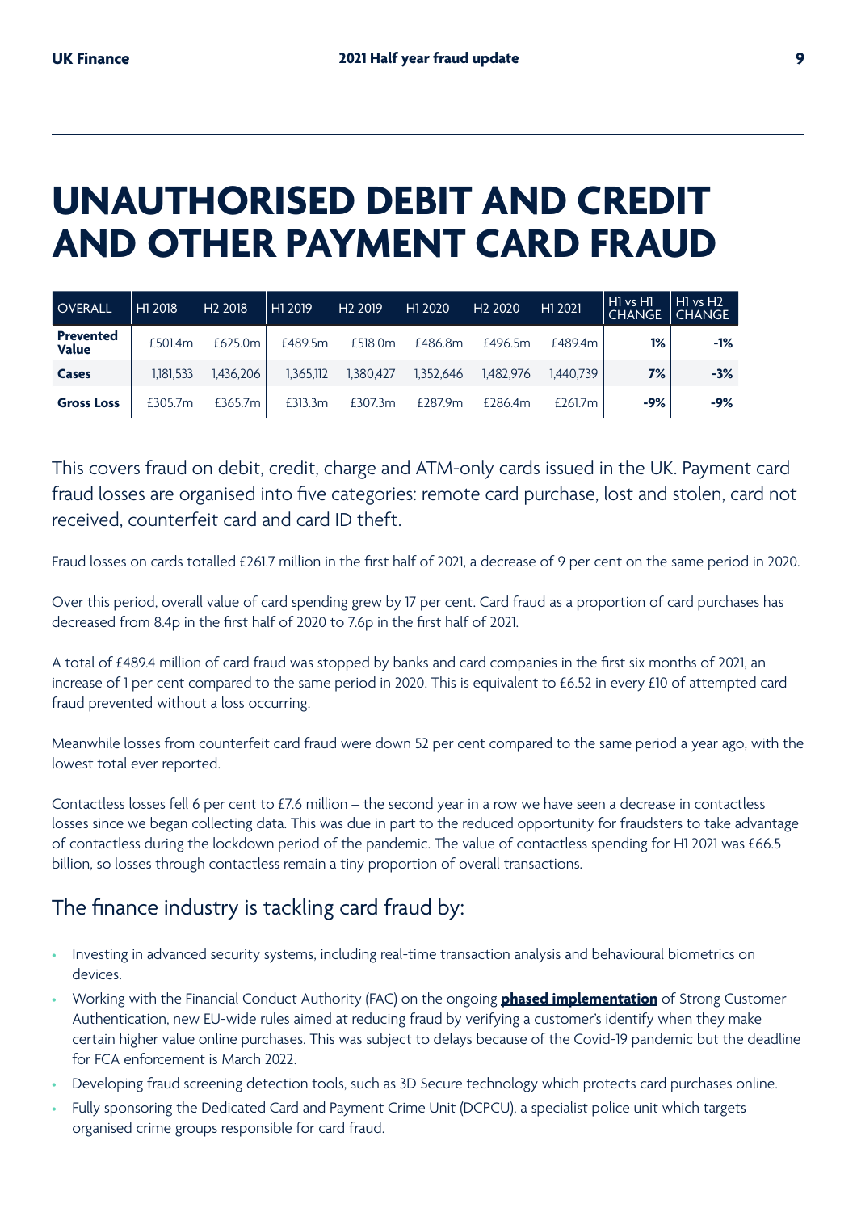# UNAUTHORISED DEBIT AND CREDIT AND OTHER PAYMENT CARD FRAUD

| OVERALL | H1 2018 | H2 2018 | H1 2019 | H2 2019 | H1 2020 | H2 2020 | H1 2021 | H1 vs H1 CHANGE | H1 vs H2 CHANGE |
|---|---|---|---|---|---|---|---|---|---|
| **Prevented Value** | £501.4m | £625.0m | £489.5m | £518.0m | £486.8m | £496.5m | £489.4m | **1%** | **-1%** |
| **Cases** | 1,181,533 | 1,436,206 | 1,365,112 | 1,380,427 | 1,352,646 | 1,482,976 | 1,440,739 | **7%** | **-3%** |
| **Gross Loss** | £305.7m | £365.7m | £313.3m | £307.3m | £287.9m | £286.4m | £261.7m | **-9%** | **-9%** |

This covers fraud on debit, credit, charge and ATM-only cards issued in the UK. Payment card fraud losses are organised into five categories: remote card purchase, lost and stolen, card not received, counterfeit card and card ID theft.

Fraud losses on cards totalled £261.7 million in the first half of 2021, a decrease of 9 per cent on the same period in 2020.

Over this period, overall value of card spending grew by 17 per cent. Card fraud as a proportion of card purchases has decreased from 8.4p in the first half of 2020 to 7.6p in the first half of 2021.

A total of £489.4 million of card fraud was stopped by banks and card companies in the first six months of 2021, an increase of 1 per cent compared to the same period in 2020. This is equivalent to £6.52 in every £10 of attempted card fraud prevented without a loss occurring.

Meanwhile losses from counterfeit card fraud were down 52 per cent compared to the same period a year ago, with the lowest total ever reported.

Contactless losses fell 6 per cent to £7.6 million – the second year in a row we have seen a decrease in contactless losses since we began collecting data. This was due in part to the reduced opportunity for fraudsters to take advantage of contactless during the lockdown period of the pandemic. The value of contactless spending for H1 2021 was £66.5 billion, so losses through contactless remain a tiny proportion of overall transactions.

## The finance industry is tackling card fraud by:

- Investing in advanced security systems, including real-time transaction analysis and behavioural biometrics on devices.
- Working with the Financial Conduct Authority (FAC) on the ongoing **phased implementation** of Strong Customer Authentication, new EU-wide rules aimed at reducing fraud by verifying a customer's identify when they make certain higher value online purchases. This was subject to delays because of the Covid-19 pandemic but the deadline for FCA enforcement is March 2022.
- Developing fraud screening detection tools, such as 3D Secure technology which protects card purchases online.
- Fully sponsoring the Dedicated Card and Payment Crime Unit (DCPCU), a specialist police unit which targets organised crime groups responsible for card fraud.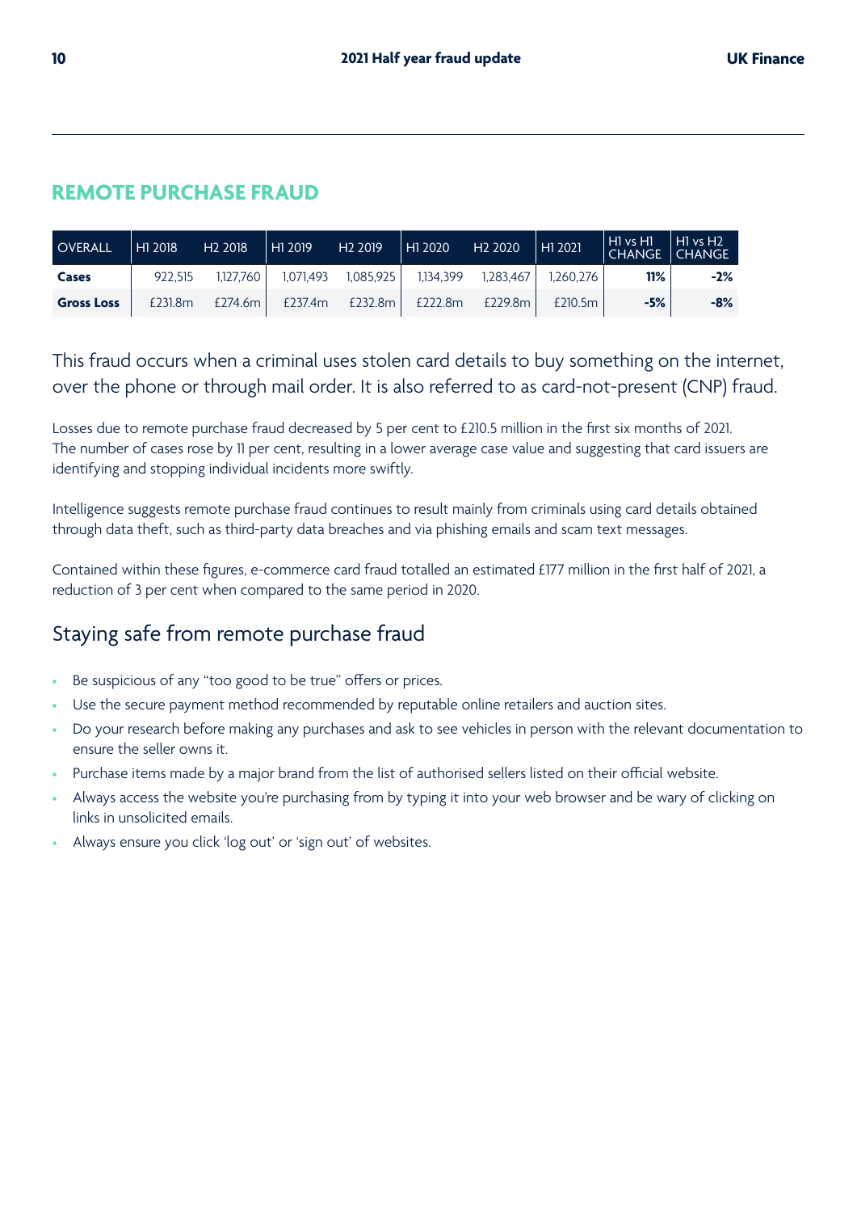## REMOTE PURCHASE FRAUD

| OVERALL | H1 2018 | H2 2018 | H1 2019 | H2 2019 | H1 2020 | H2 2020 | H1 2021 | H1 vs H1 CHANGE | H1 vs H2 CHANGE |
|---|---|---|---|---|---|---|---|---|---|
| **Cases** | 922,515 | 1,127,760 | 1,071,493 | 1,085,925 | 1,134,399 | 1,283,467 | 1,260,276 | **11%** | **-2%** |
| **Gross Loss** | £231.8m | £274.6m | £237.4m | £232.8m | £222.8m | £229.8m | £210.5m | **-5%** | **-8%** |

This fraud occurs when a criminal uses stolen card details to buy something on the internet, over the phone or through mail order. It is also referred to as card-not-present (CNP) fraud.

Losses due to remote purchase fraud decreased by 5 per cent to £210.5 million in the first six months of 2021. The number of cases rose by 11 per cent, resulting in a lower average case value and suggesting that card issuers are identifying and stopping individual incidents more swiftly.

Intelligence suggests remote purchase fraud continues to result mainly from criminals using card details obtained through data theft, such as third-party data breaches and via phishing emails and scam text messages.

Contained within these figures, e-commerce card fraud totalled an estimated £177 million in the first half of 2021, a reduction of 3 per cent when compared to the same period in 2020.

### Staying safe from remote purchase fraud

- Be suspicious of any "too good to be true" offers or prices.
- Use the secure payment method recommended by reputable online retailers and auction sites.
- Do your research before making any purchases and ask to see vehicles in person with the relevant documentation to ensure the seller owns it.
- Purchase items made by a major brand from the list of authorised sellers listed on their official website.
- Always access the website you're purchasing from by typing it into your web browser and be wary of clicking on links in unsolicited emails.
- Always ensure you click 'log out' or 'sign out' of websites.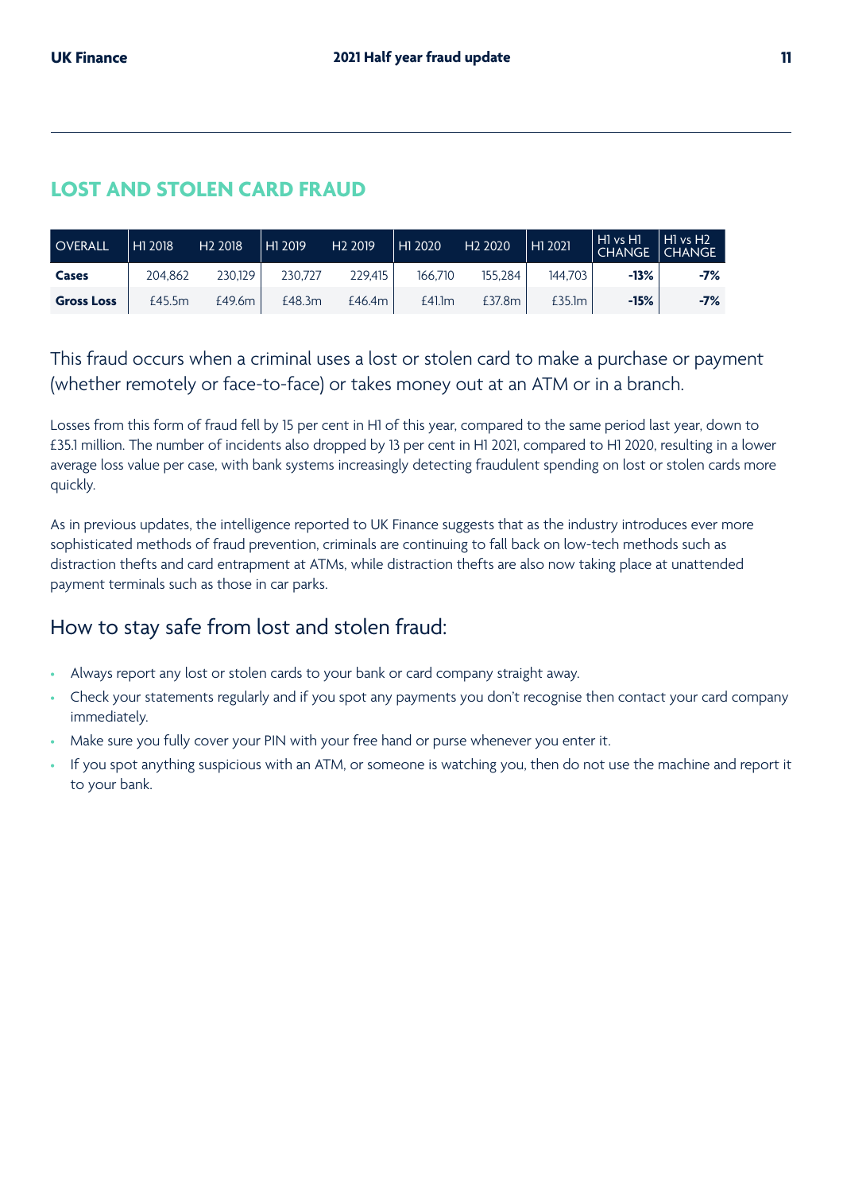## LOST AND STOLEN CARD FRAUD

| OVERALL | H1 2018 | H2 2018 | H1 2019 | H2 2019 | H1 2020 | H2 2020 | H1 2021 | H1 vs H1 CHANGE | H1 vs H2 CHANGE |
|---|---|---|---|---|---|---|---|---|---|
| **Cases** | 204,862 | 230,129 | 230,727 | 229,415 | 166,710 | 155,284 | 144,703 | **-13%** | **-7%** |
| **Gross Loss** | £45.5m | £49.6m | £48.3m | £46.4m | £41.1m | £37.8m | £35.1m | **-15%** | **-7%** |

This fraud occurs when a criminal uses a lost or stolen card to make a purchase or payment (whether remotely or face-to-face) or takes money out at an ATM or in a branch.

Losses from this form of fraud fell by 15 per cent in H1 of this year, compared to the same period last year, down to £35.1 million. The number of incidents also dropped by 13 per cent in H1 2021, compared to H1 2020, resulting in a lower average loss value per case, with bank systems increasingly detecting fraudulent spending on lost or stolen cards more quickly.

As in previous updates, the intelligence reported to UK Finance suggests that as the industry introduces ever more sophisticated methods of fraud prevention, criminals are continuing to fall back on low-tech methods such as distraction thefts and card entrapment at ATMs, while distraction thefts are also now taking place at unattended payment terminals such as those in car parks.

### How to stay safe from lost and stolen fraud:

- Always report any lost or stolen cards to your bank or card company straight away.
- Check your statements regularly and if you spot any payments you don't recognise then contact your card company immediately.
- Make sure you fully cover your PIN with your free hand or purse whenever you enter it.
- If you spot anything suspicious with an ATM, or someone is watching you, then do not use the machine and report it to your bank.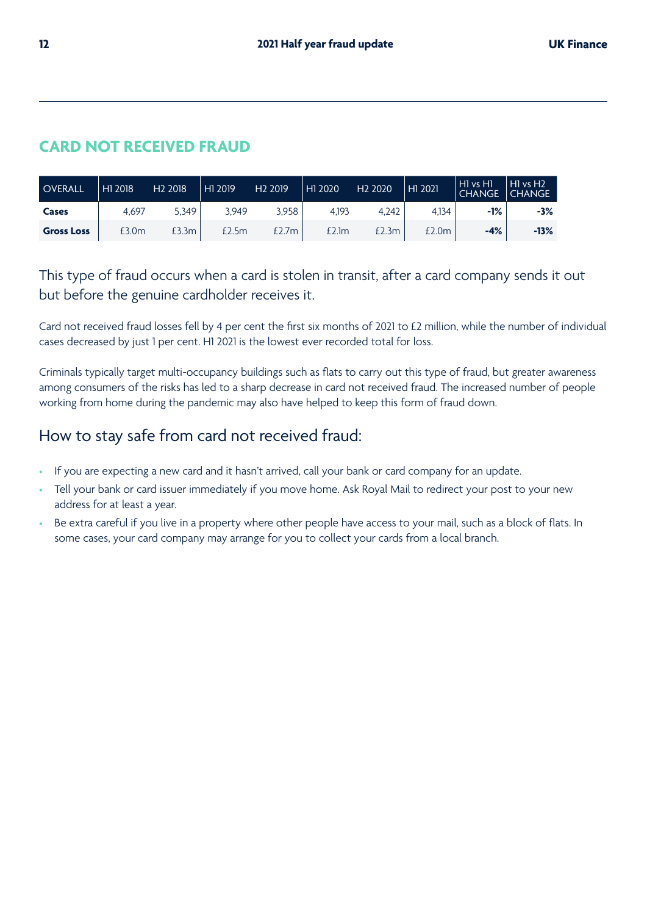## CARD NOT RECEIVED FRAUD

| OVERALL | H1 2018 | H2 2018 | H1 2019 | H2 2019 | H1 2020 | H2 2020 | H1 2021 | H1 vs H1 CHANGE | H1 vs H2 CHANGE |
|---|---|---|---|---|---|---|---|---|---|
| **Cases** | 4,697 | 5,349 | 3,949 | 3,958 | 4,193 | 4,242 | 4,134 | **-1%** | **-3%** |
| **Gross Loss** | £3.0m | £3.3m | £2.5m | £2.7m | £2.1m | £2.3m | £2.0m | **-4%** | **-13%** |

This type of fraud occurs when a card is stolen in transit, after a card company sends it out but before the genuine cardholder receives it.

Card not received fraud losses fell by 4 per cent the first six months of 2021 to £2 million, while the number of individual cases decreased by just 1 per cent. H1 2021 is the lowest ever recorded total for loss.

Criminals typically target multi-occupancy buildings such as flats to carry out this type of fraud, but greater awareness among consumers of the risks has led to a sharp decrease in card not received fraud. The increased number of people working from home during the pandemic may also have helped to keep this form of fraud down.

### How to stay safe from card not received fraud:

- If you are expecting a new card and it hasn't arrived, call your bank or card company for an update.
- Tell your bank or card issuer immediately if you move home. Ask Royal Mail to redirect your post to your new address for at least a year.
- Be extra careful if you live in a property where other people have access to your mail, such as a block of flats. In some cases, your card company may arrange for you to collect your cards from a local branch.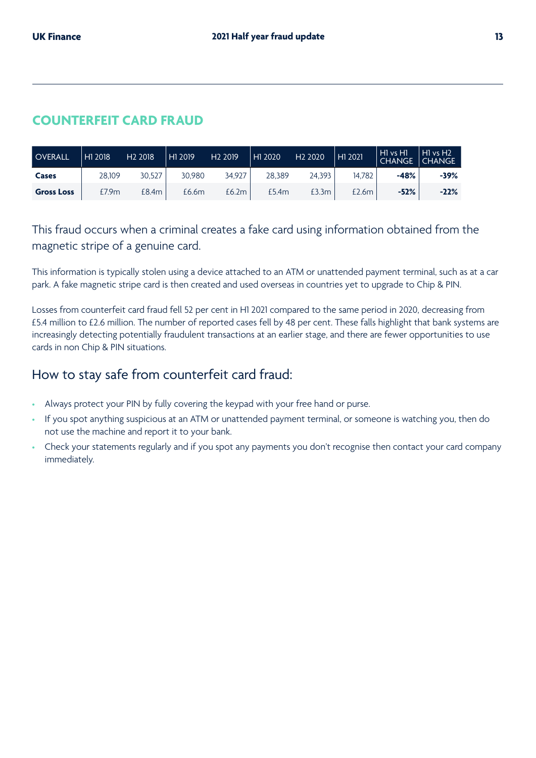## COUNTERFEIT CARD FRAUD

| OVERALL | H1 2018 | H2 2018 | H1 2019 | H2 2019 | H1 2020 | H2 2020 | H1 2021 | H1 vs H1 CHANGE | H1 vs H2 CHANGE |
|---|---|---|---|---|---|---|---|---|---|
| **Cases** | 28,109 | 30,527 | 30,980 | 34,927 | 28,389 | 24,393 | 14,782 | **-48%** | **-39%** |
| **Gross Loss** | £7.9m | £8.4m | £6.6m | £6.2m | £5.4m | £3.3m | £2.6m | **-52%** | **-22%** |

This fraud occurs when a criminal creates a fake card using information obtained from the magnetic stripe of a genuine card.

This information is typically stolen using a device attached to an ATM or unattended payment terminal, such as at a car park. A fake magnetic stripe card is then created and used overseas in countries yet to upgrade to Chip & PIN.

Losses from counterfeit card fraud fell 52 per cent in H1 2021 compared to the same period in 2020, decreasing from £5.4 million to £2.6 million. The number of reported cases fell by 48 per cent. These falls highlight that bank systems are increasingly detecting potentially fraudulent transactions at an earlier stage, and there are fewer opportunities to use cards in non Chip & PIN situations.

### How to stay safe from counterfeit card fraud:

- Always protect your PIN by fully covering the keypad with your free hand or purse.
- If you spot anything suspicious at an ATM or unattended payment terminal, or someone is watching you, then do not use the machine and report it to your bank.
- Check your statements regularly and if you spot any payments you don't recognise then contact your card company immediately.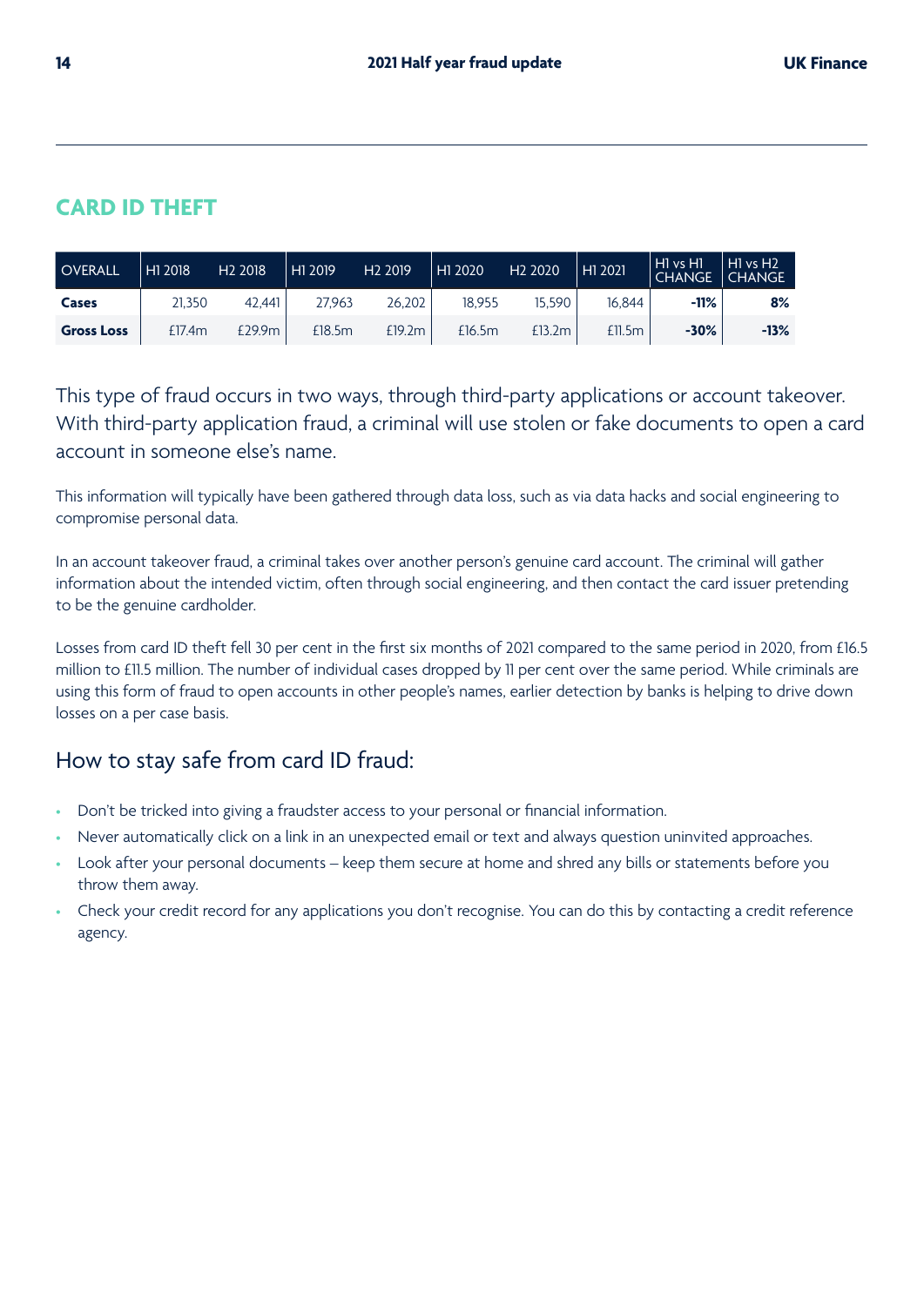## CARD ID THEFT

| OVERALL | H1 2018 | H2 2018 | H1 2019 | H2 2019 | H1 2020 | H2 2020 | H1 2021 | H1 vs H1 CHANGE | H1 vs H2 CHANGE |
|---|---|---|---|---|---|---|---|---|---|
| **Cases** | 21,350 | 42,441 | 27,963 | 26,202 | 18,955 | 15,590 | 16,844 | **-11%** | **8%** |
| **Gross Loss** | £17.4m | £29.9m | £18.5m | £19.2m | £16.5m | £13.2m | £11.5m | **-30%** | **-13%** |

This type of fraud occurs in two ways, through third-party applications or account takeover. With third-party application fraud, a criminal will use stolen or fake documents to open a card account in someone else's name.

This information will typically have been gathered through data loss, such as via data hacks and social engineering to compromise personal data.

In an account takeover fraud, a criminal takes over another person's genuine card account. The criminal will gather information about the intended victim, often through social engineering, and then contact the card issuer pretending to be the genuine cardholder.

Losses from card ID theft fell 30 per cent in the first six months of 2021 compared to the same period in 2020, from £16.5 million to £11.5 million. The number of individual cases dropped by 11 per cent over the same period. While criminals are using this form of fraud to open accounts in other people's names, earlier detection by banks is helping to drive down losses on a per case basis.

### How to stay safe from card ID fraud:

- Don't be tricked into giving a fraudster access to your personal or financial information.
- Never automatically click on a link in an unexpected email or text and always question uninvited approaches.
- Look after your personal documents – keep them secure at home and shred any bills or statements before you throw them away.
- Check your credit record for any applications you don't recognise. You can do this by contacting a credit reference agency.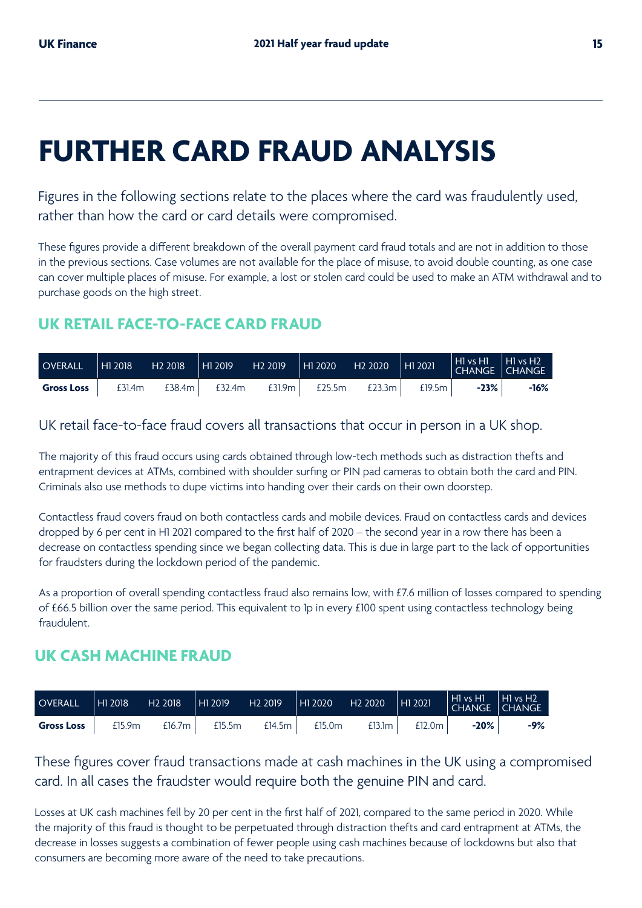# FURTHER CARD FRAUD ANALYSIS

Figures in the following sections relate to the places where the card was fraudulently used, rather than how the card or card details were compromised.

These figures provide a different breakdown of the overall payment card fraud totals and are not in addition to those in the previous sections. Case volumes are not available for the place of misuse, to avoid double counting, as one case can cover multiple places of misuse. For example, a lost or stolen card could be used to make an ATM withdrawal and to purchase goods on the high street.

## UK RETAIL FACE-TO-FACE CARD FRAUD

| OVERALL | H1 2018 | H2 2018 | H1 2019 | H2 2019 | H1 2020 | H2 2020 | H1 2021 | H1 vs H1 CHANGE | H1 vs H2 CHANGE |
|---|---|---|---|---|---|---|---|---|---|
| **Gross Loss** | £31.4m | £38.4m | £32.4m | £31.9m | £25.5m | £23.3m | £19.5m | **-23%** | **-16%** |

UK retail face-to-face fraud covers all transactions that occur in person in a UK shop.

The majority of this fraud occurs using cards obtained through low-tech methods such as distraction thefts and entrapment devices at ATMs, combined with shoulder surfing or PIN pad cameras to obtain both the card and PIN. Criminals also use methods to dupe victims into handing over their cards on their own doorstep.

Contactless fraud covers fraud on both contactless cards and mobile devices. Fraud on contactless cards and devices dropped by 6 per cent in H1 2021 compared to the first half of 2020 – the second year in a row there has been a decrease on contactless spending since we began collecting data. This is due in large part to the lack of opportunities for fraudsters during the lockdown period of the pandemic.

As a proportion of overall spending contactless fraud also remains low, with £7.6 million of losses compared to spending of £66.5 billion over the same period. This equivalent to 1p in every £100 spent using contactless technology being fraudulent.

## UK CASH MACHINE FRAUD

| OVERALL | H1 2018 | H2 2018 | H1 2019 | H2 2019 | H1 2020 | H2 2020 | H1 2021 | H1 vs H1 CHANGE | H1 vs H2 CHANGE |
|---|---|---|---|---|---|---|---|---|---|
| **Gross Loss** | £15.9m | £16.7m | £15.5m | £14.5m | £15.0m | £13.1m | £12.0m | **-20%** | **-9%** |

These figures cover fraud transactions made at cash machines in the UK using a compromised card. In all cases the fraudster would require both the genuine PIN and card.

Losses at UK cash machines fell by 20 per cent in the first half of 2021, compared to the same period in 2020. While the majority of this fraud is thought to be perpetuated through distraction thefts and card entrapment at ATMs, the decrease in losses suggests a combination of fewer people using cash machines because of lockdowns but also that consumers are becoming more aware of the need to take precautions.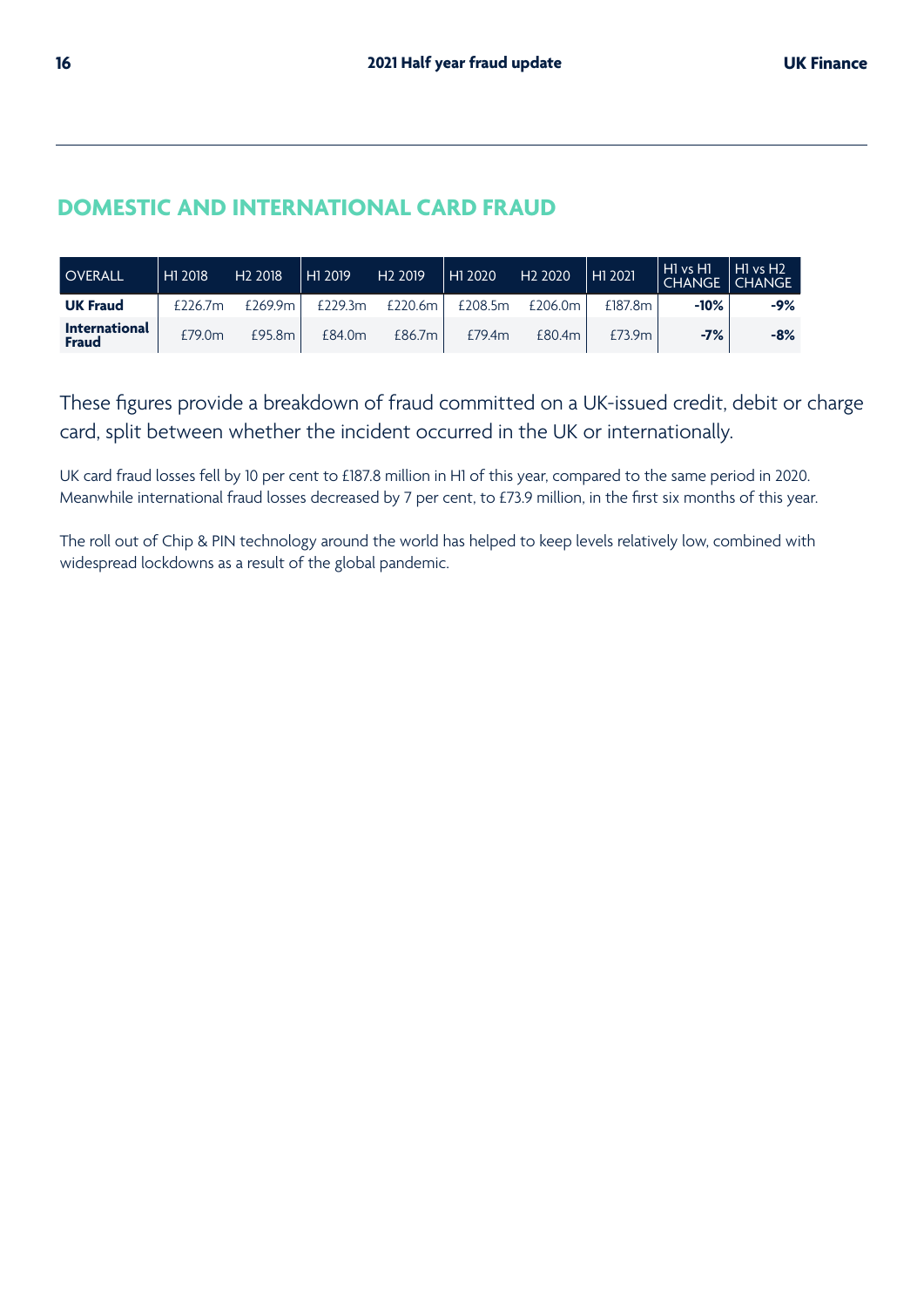## DOMESTIC AND INTERNATIONAL CARD FRAUD

| OVERALL | H1 2018 | H2 2018 | H1 2019 | H2 2019 | H1 2020 | H2 2020 | H1 2021 | H1 vs H1 CHANGE | H1 vs H2 CHANGE |
|---|---|---|---|---|---|---|---|---|---|
| **UK Fraud** | £226.7m | £269.9m | £229.3m | £220.6m | £208.5m | £206.0m | £187.8m | **-10%** | **-9%** |
| **International Fraud** | £79.0m | £95.8m | £84.0m | £86.7m | £79.4m | £80.4m | £73.9m | **-7%** | **-8%** |

These figures provide a breakdown of fraud committed on a UK-issued credit, debit or charge card, split between whether the incident occurred in the UK or internationally.

UK card fraud losses fell by 10 per cent to £187.8 million in H1 of this year, compared to the same period in 2020. Meanwhile international fraud losses decreased by 7 per cent, to £73.9 million, in the first six months of this year.

The roll out of Chip & PIN technology around the world has helped to keep levels relatively low, combined with widespread lockdowns as a result of the global pandemic.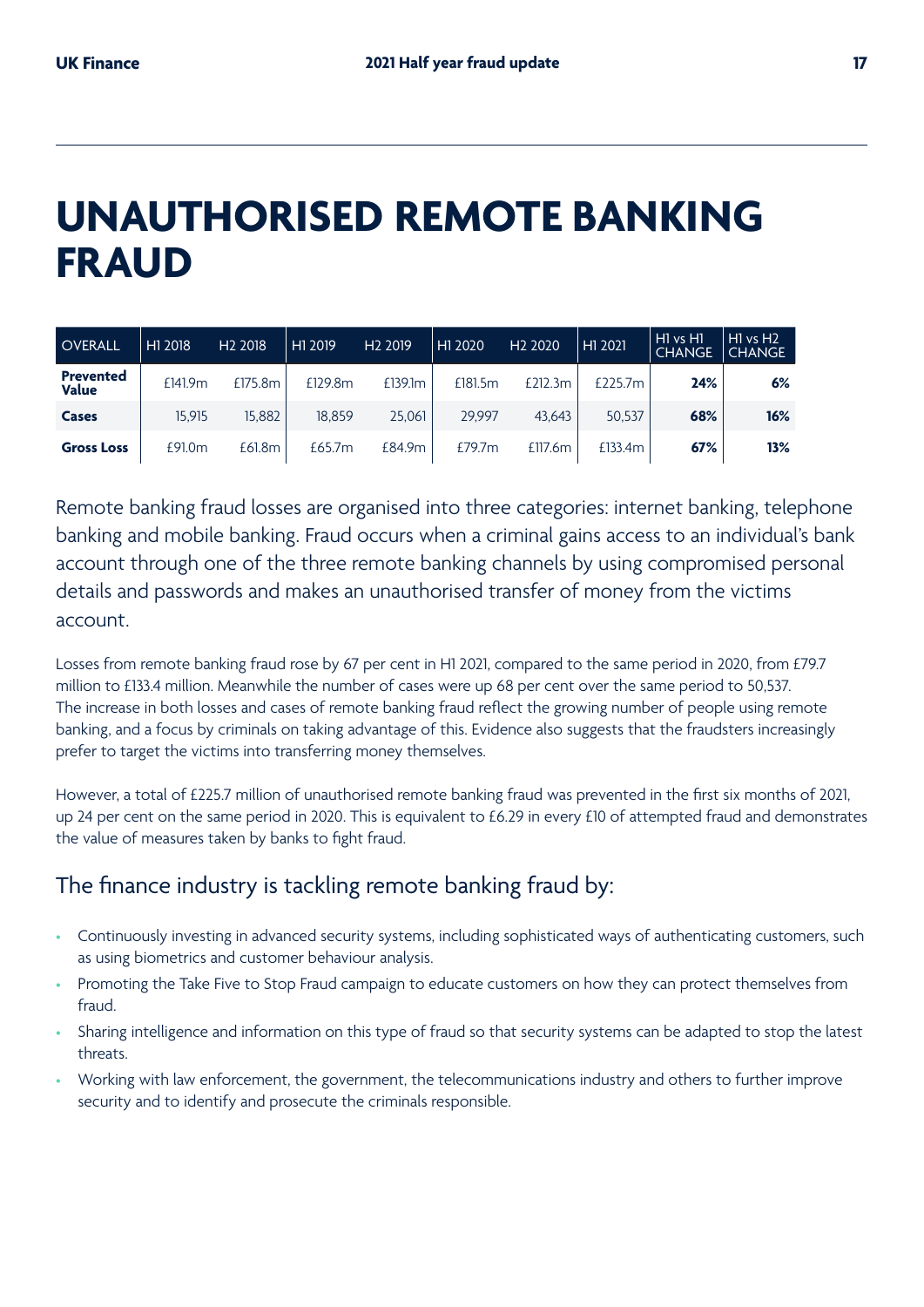# UNAUTHORISED REMOTE BANKING FRAUD

| OVERALL | H1 2018 | H2 2018 | H1 2019 | H2 2019 | H1 2020 | H2 2020 | H1 2021 | H1 vs H1 CHANGE | H1 vs H2 CHANGE |
|---|---|---|---|---|---|---|---|---|---|
| **Prevented Value** | £141.9m | £175.8m | £129.8m | £139.1m | £181.5m | £212.3m | £225.7m | **24%** | **6%** |
| **Cases** | 15,915 | 15,882 | 18,859 | 25,061 | 29,997 | 43,643 | 50,537 | **68%** | **16%** |
| **Gross Loss** | £91.0m | £61.8m | £65.7m | £84.9m | £79.7m | £117.6m | £133.4m | **67%** | **13%** |

Remote banking fraud losses are organised into three categories: internet banking, telephone banking and mobile banking. Fraud occurs when a criminal gains access to an individual's bank account through one of the three remote banking channels by using compromised personal details and passwords and makes an unauthorised transfer of money from the victims account.

Losses from remote banking fraud rose by 67 per cent in H1 2021, compared to the same period in 2020, from £79.7 million to £133.4 million. Meanwhile the number of cases were up 68 per cent over the same period to 50,537. The increase in both losses and cases of remote banking fraud reflect the growing number of people using remote banking, and a focus by criminals on taking advantage of this. Evidence also suggests that the fraudsters increasingly prefer to target the victims into transferring money themselves.

However, a total of £225.7 million of unauthorised remote banking fraud was prevented in the first six months of 2021, up 24 per cent on the same period in 2020. This is equivalent to £6.29 in every £10 of attempted fraud and demonstrates the value of measures taken by banks to fight fraud.

## The finance industry is tackling remote banking fraud by:

- Continuously investing in advanced security systems, including sophisticated ways of authenticating customers, such as using biometrics and customer behaviour analysis.
- Promoting the Take Five to Stop Fraud campaign to educate customers on how they can protect themselves from fraud.
- Sharing intelligence and information on this type of fraud so that security systems can be adapted to stop the latest threats.
- Working with law enforcement, the government, the telecommunications industry and others to further improve security and to identify and prosecute the criminals responsible.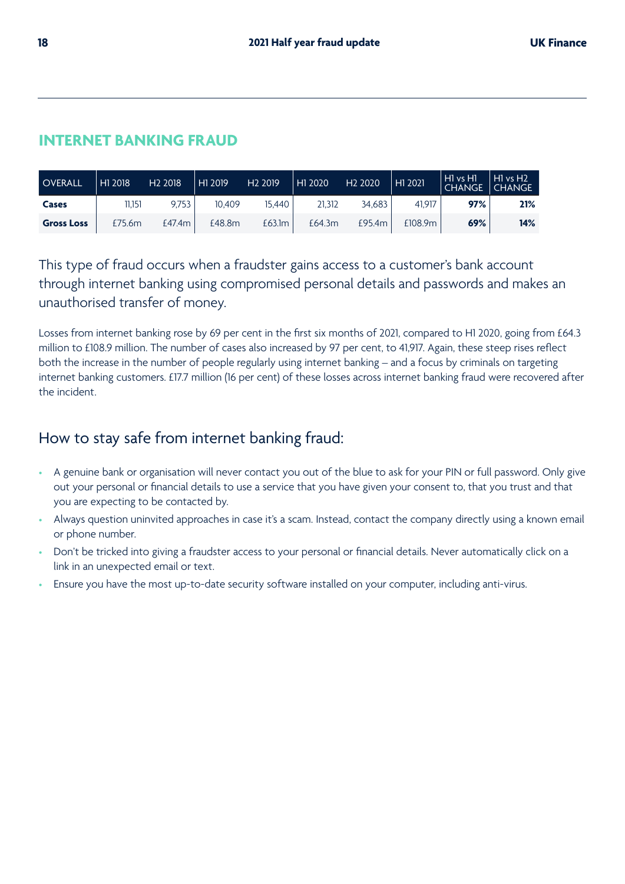## INTERNET BANKING FRAUD

| OVERALL | H1 2018 | H2 2018 | H1 2019 | H2 2019 | H1 2020 | H2 2020 | H1 2021 | H1 vs H1 CHANGE | H1 vs H2 CHANGE |
|---|---|---|---|---|---|---|---|---|---|
| **Cases** | 11,151 | 9,753 | 10,409 | 15,440 | 21,312 | 34,683 | 41,917 | **97%** | **21%** |
| **Gross Loss** | £75.6m | £47.4m | £48.8m | £63.1m | £64.3m | £95.4m | £108.9m | **69%** | **14%** |

This type of fraud occurs when a fraudster gains access to a customer's bank account through internet banking using compromised personal details and passwords and makes an unauthorised transfer of money.

Losses from internet banking rose by 69 per cent in the first six months of 2021, compared to H1 2020, going from £64.3 million to £108.9 million. The number of cases also increased by 97 per cent, to 41,917. Again, these steep rises reflect both the increase in the number of people regularly using internet banking – and a focus by criminals on targeting internet banking customers. £17.7 million (16 per cent) of these losses across internet banking fraud were recovered after the incident.

## How to stay safe from internet banking fraud:

- A genuine bank or organisation will never contact you out of the blue to ask for your PIN or full password. Only give out your personal or financial details to use a service that you have given your consent to, that you trust and that you are expecting to be contacted by.
- Always question uninvited approaches in case it's a scam. Instead, contact the company directly using a known email or phone number.
- Don't be tricked into giving a fraudster access to your personal or financial details. Never automatically click on a link in an unexpected email or text.
- Ensure you have the most up-to-date security software installed on your computer, including anti-virus.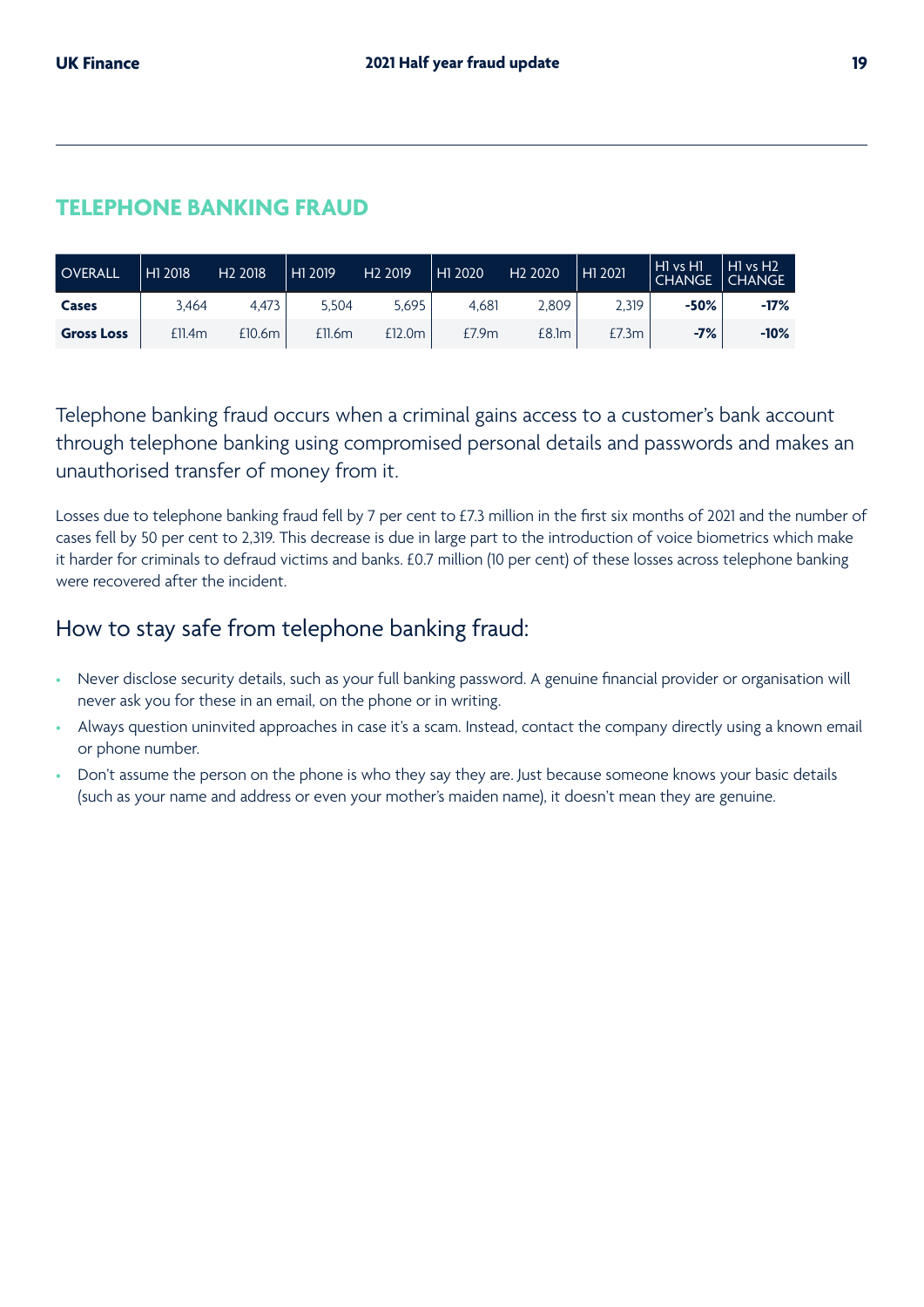## TELEPHONE BANKING FRAUD

| OVERALL | H1 2018 | H2 2018 | H1 2019 | H2 2019 | H1 2020 | H2 2020 | H1 2021 | H1 vs H1 CHANGE | H1 vs H2 CHANGE |
|---|---|---|---|---|---|---|---|---|---|
| **Cases** | 3,464 | 4,473 | 5,504 | 5,695 | 4,681 | 2,809 | 2,319 | **-50%** | **-17%** |
| **Gross Loss** | £11.4m | £10.6m | £11.6m | £12.0m | £7.9m | £8.1m | £7.3m | **-7%** | **-10%** |

Telephone banking fraud occurs when a criminal gains access to a customer's bank account through telephone banking using compromised personal details and passwords and makes an unauthorised transfer of money from it.

Losses due to telephone banking fraud fell by 7 per cent to £7.3 million in the first six months of 2021 and the number of cases fell by 50 per cent to 2,319. This decrease is due in large part to the introduction of voice biometrics which make it harder for criminals to defraud victims and banks. £0.7 million (10 per cent) of these losses across telephone banking were recovered after the incident.

### How to stay safe from telephone banking fraud:

- Never disclose security details, such as your full banking password. A genuine financial provider or organisation will never ask you for these in an email, on the phone or in writing.
- Always question uninvited approaches in case it's a scam. Instead, contact the company directly using a known email or phone number.
- Don't assume the person on the phone is who they say they are. Just because someone knows your basic details (such as your name and address or even your mother's maiden name), it doesn't mean they are genuine.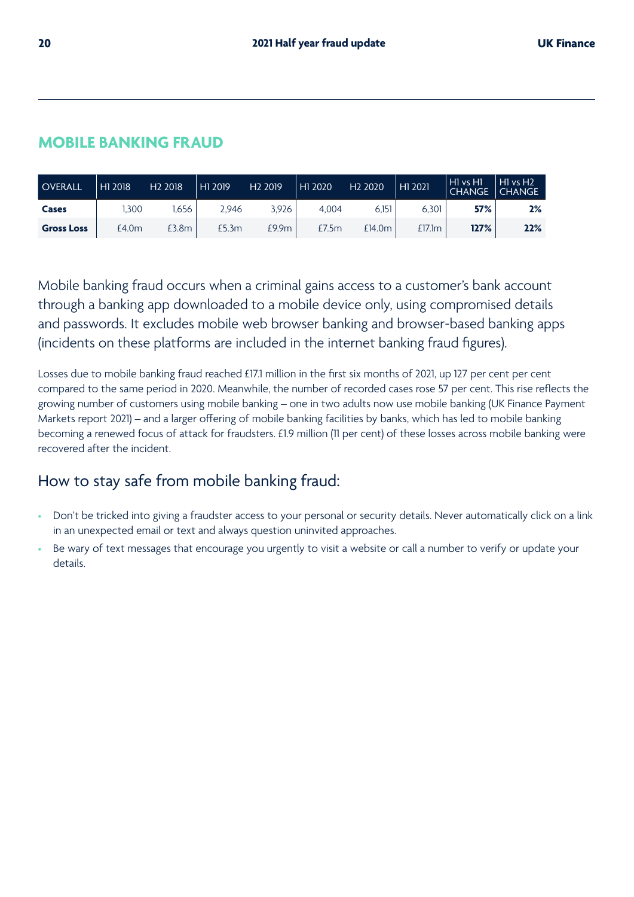## MOBILE BANKING FRAUD

| OVERALL | H1 2018 | H2 2018 | H1 2019 | H2 2019 | H1 2020 | H2 2020 | H1 2021 | H1 vs H1 CHANGE | H1 vs H2 CHANGE |
|---|---|---|---|---|---|---|---|---|---|
| **Cases** | 1,300 | 1,656 | 2,946 | 3,926 | 4,004 | 6,151 | 6,301 | **57%** | **2%** |
| **Gross Loss** | £4.0m | £3.8m | £5.3m | £9.9m | £7.5m | £14.0m | £17.1m | **127%** | **22%** |

Mobile banking fraud occurs when a criminal gains access to a customer's bank account through a banking app downloaded to a mobile device only, using compromised details and passwords. It excludes mobile web browser banking and browser-based banking apps (incidents on these platforms are included in the internet banking fraud figures).

Losses due to mobile banking fraud reached £17.1 million in the first six months of 2021, up 127 per cent per cent compared to the same period in 2020. Meanwhile, the number of recorded cases rose 57 per cent. This rise reflects the growing number of customers using mobile banking – one in two adults now use mobile banking (UK Finance Payment Markets report 2021) – and a larger offering of mobile banking facilities by banks, which has led to mobile banking becoming a renewed focus of attack for fraudsters. £1.9 million (11 per cent) of these losses across mobile banking were recovered after the incident.

### How to stay safe from mobile banking fraud:

- Don't be tricked into giving a fraudster access to your personal or security details. Never automatically click on a link in an unexpected email or text and always question uninvited approaches.
- Be wary of text messages that encourage you urgently to visit a website or call a number to verify or update your details.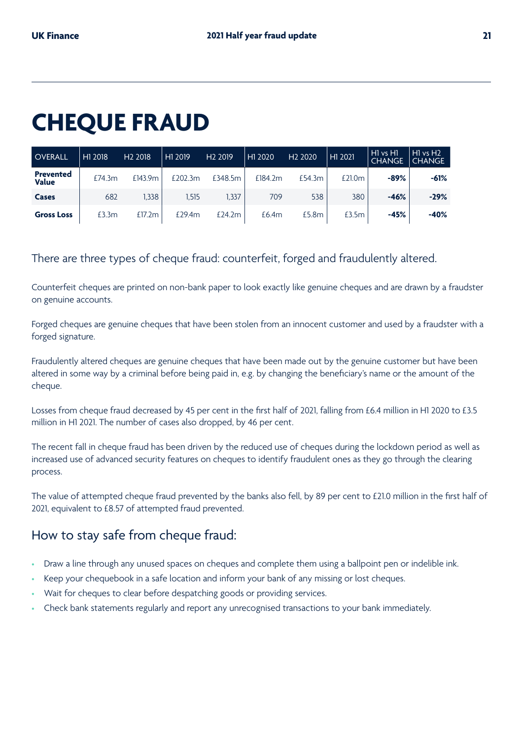# CHEQUE FRAUD

| OVERALL | H1 2018 | H2 2018 | H1 2019 | H2 2019 | H1 2020 | H2 2020 | H1 2021 | H1 vs H1 CHANGE | H1 vs H2 CHANGE |
|---|---|---|---|---|---|---|---|---|---|
| **Prevented Value** | £74.3m | £143.9m | £202.3m | £348.5m | £184.2m | £54.3m | £21.0m | **-89%** | **-61%** |
| **Cases** | 682 | 1,338 | 1,515 | 1,337 | 709 | 538 | 380 | **-46%** | **-29%** |
| **Gross Loss** | £3.3m | £17.2m | £29.4m | £24.2m | £6.4m | £5.8m | £3.5m | **-45%** | **-40%** |

There are three types of cheque fraud: counterfeit, forged and fraudulently altered.

Counterfeit cheques are printed on non-bank paper to look exactly like genuine cheques and are drawn by a fraudster on genuine accounts.

Forged cheques are genuine cheques that have been stolen from an innocent customer and used by a fraudster with a forged signature.

Fraudulently altered cheques are genuine cheques that have been made out by the genuine customer but have been altered in some way by a criminal before being paid in, e.g. by changing the beneficiary's name or the amount of the cheque.

Losses from cheque fraud decreased by 45 per cent in the first half of 2021, falling from £6.4 million in H1 2020 to £3.5 million in H1 2021. The number of cases also dropped, by 46 per cent.

The recent fall in cheque fraud has been driven by the reduced use of cheques during the lockdown period as well as increased use of advanced security features on cheques to identify fraudulent ones as they go through the clearing process.

The value of attempted cheque fraud prevented by the banks also fell, by 89 per cent to £21.0 million in the first half of 2021, equivalent to £8.57 of attempted fraud prevented.

## How to stay safe from cheque fraud:

- Draw a line through any unused spaces on cheques and complete them using a ballpoint pen or indelible ink.
- Keep your chequebook in a safe location and inform your bank of any missing or lost cheques.
- Wait for cheques to clear before despatching goods or providing services.
- Check bank statements regularly and report any unrecognised transactions to your bank immediately.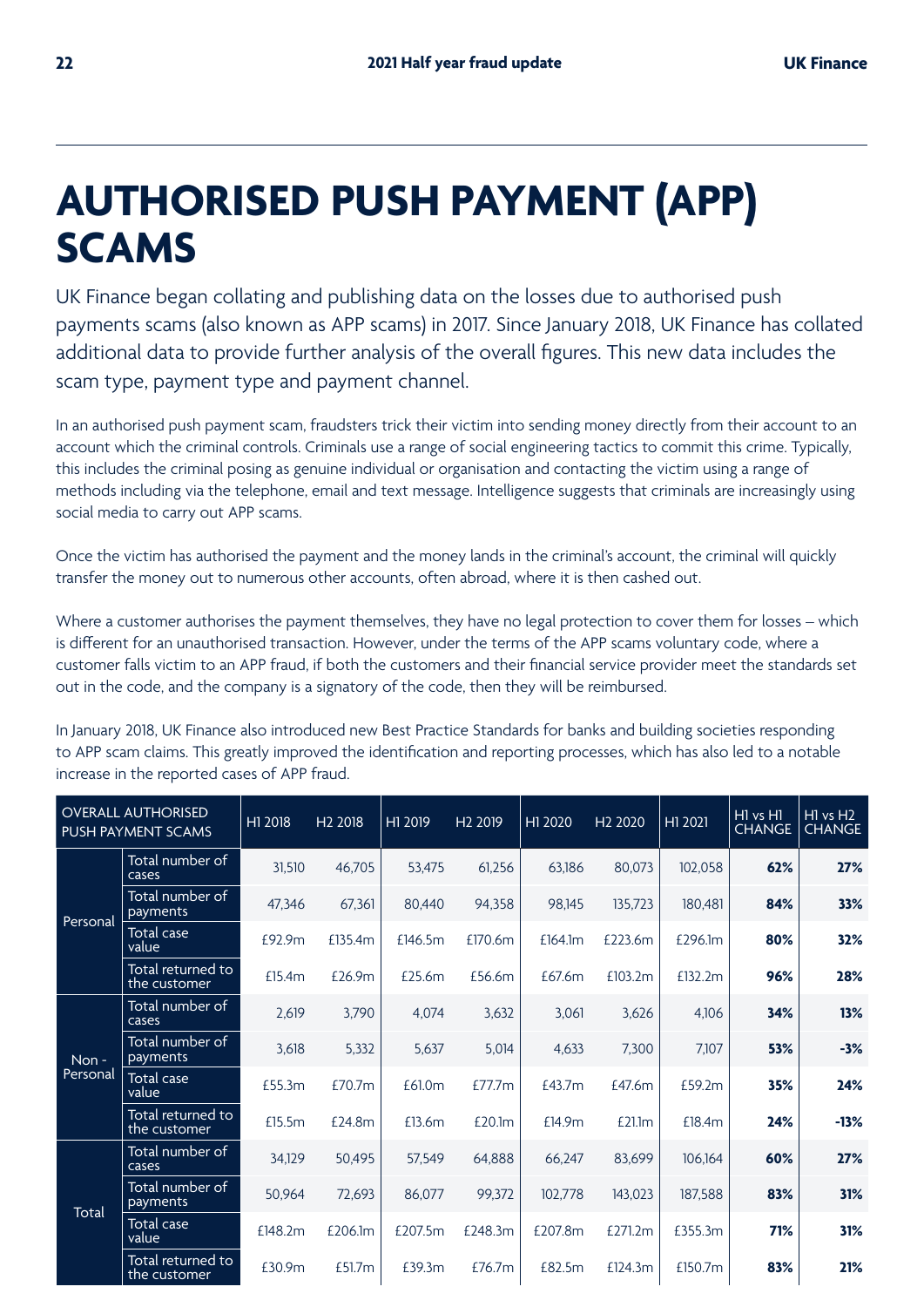# AUTHORISED PUSH PAYMENT (APP) SCAMS

UK Finance began collating and publishing data on the losses due to authorised push payments scams (also known as APP scams) in 2017. Since January 2018, UK Finance has collated additional data to provide further analysis of the overall figures. This new data includes the scam type, payment type and payment channel.

In an authorised push payment scam, fraudsters trick their victim into sending money directly from their account to an account which the criminal controls. Criminals use a range of social engineering tactics to commit this crime. Typically, this includes the criminal posing as genuine individual or organisation and contacting the victim using a range of methods including via the telephone, email and text message. Intelligence suggests that criminals are increasingly using social media to carry out APP scams.

Once the victim has authorised the payment and the money lands in the criminal's account, the criminal will quickly transfer the money out to numerous other accounts, often abroad, where it is then cashed out.

Where a customer authorises the payment themselves, they have no legal protection to cover them for losses – which is different for an unauthorised transaction. However, under the terms of the APP scams voluntary code, where a customer falls victim to an APP fraud, if both the customers and their financial service provider meet the standards set out in the code, and the company is a signatory of the code, then they will be reimbursed.

In January 2018, UK Finance also introduced new Best Practice Standards for banks and building societies responding to APP scam claims. This greatly improved the identification and reporting processes, which has also led to a notable increase in the reported cases of APP fraud.

| OVERALL AUTHORISED PUSH PAYMENT SCAMS | | H1 2018 | H2 2018 | H1 2019 | H2 2019 | H1 2020 | H2 2020 | H1 2021 | H1 vs H1 CHANGE | H1 vs H2 CHANGE |
|---|---|---|---|---|---|---|---|---|---|---|
| Personal | Total number of cases | 31,510 | 46,705 | 53,475 | 61,256 | 63,186 | 80,073 | 102,058 | **62%** | **27%** |
| | Total number of payments | 47,346 | 67,361 | 80,440 | 94,358 | 98,145 | 135,723 | 180,481 | **84%** | **33%** |
| | Total case value | £92.9m | £135.4m | £146.5m | £170.6m | £164.1m | £223.6m | £296.1m | **80%** | **32%** |
| | Total returned to the customer | £15.4m | £26.9m | £25.6m | £56.6m | £67.6m | £103.2m | £132.2m | **96%** | **28%** |
| Non - Personal | Total number of cases | 2,619 | 3,790 | 4,074 | 3,632 | 3,061 | 3,626 | 4,106 | **34%** | **13%** |
| | Total number of payments | 3,618 | 5,332 | 5,637 | 5,014 | 4,633 | 7,300 | 7,107 | **53%** | **-3%** |
| | Total case value | £55.3m | £70.7m | £61.0m | £77.7m | £43.7m | £47.6m | £59.2m | **35%** | **24%** |
| | Total returned to the customer | £15.5m | £24.8m | £13.6m | £20.1m | £14.9m | £21.1m | £18.4m | **24%** | **-13%** |
| Total | Total number of cases | 34,129 | 50,495 | 57,549 | 64,888 | 66,247 | 83,699 | 106,164 | **60%** | **27%** |
| | Total number of payments | 50,964 | 72,693 | 86,077 | 99,372 | 102,778 | 143,023 | 187,588 | **83%** | **31%** |
| | Total case value | £148.2m | £206.1m | £207.5m | £248.3m | £207.8m | £271.2m | £355.3m | **71%** | **31%** |
| | Total returned to the customer | £30.9m | £51.7m | £39.3m | £76.7m | £82.5m | £124.3m | £150.7m | **83%** | **21%** |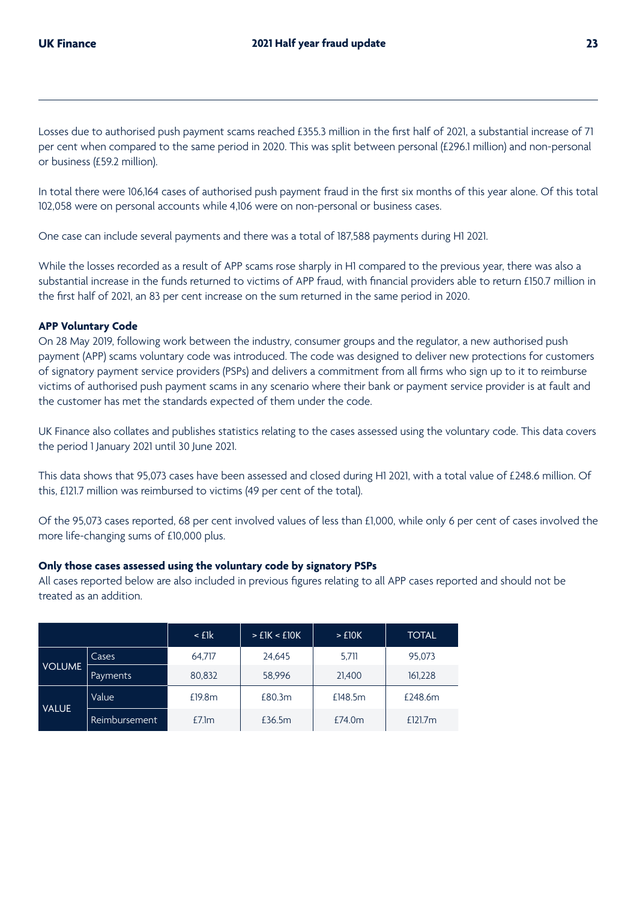Losses due to authorised push payment scams reached £355.3 million in the first half of 2021, a substantial increase of 71 per cent when compared to the same period in 2020. This was split between personal (£296.1 million) and non-personal or business (£59.2 million).

In total there were 106,164 cases of authorised push payment fraud in the first six months of this year alone. Of this total 102,058 were on personal accounts while 4,106 were on non-personal or business cases.

One case can include several payments and there was a total of 187,588 payments during H1 2021.

While the losses recorded as a result of APP scams rose sharply in H1 compared to the previous year, there was also a substantial increase in the funds returned to victims of APP fraud, with financial providers able to return £150.7 million in the first half of 2021, an 83 per cent increase on the sum returned in the same period in 2020.

**APP Voluntary Code**

On 28 May 2019, following work between the industry, consumer groups and the regulator, a new authorised push payment (APP) scams voluntary code was introduced. The code was designed to deliver new protections for customers of signatory payment service providers (PSPs) and delivers a commitment from all firms who sign up to it to reimburse victims of authorised push payment scams in any scenario where their bank or payment service provider is at fault and the customer has met the standards expected of them under the code.

UK Finance also collates and publishes statistics relating to the cases assessed using the voluntary code. This data covers the period 1 January 2021 until 30 June 2021.

This data shows that 95,073 cases have been assessed and closed during H1 2021, with a total value of £248.6 million. Of this, £121.7 million was reimbursed to victims (49 per cent of the total).

Of the 95,073 cases reported, 68 per cent involved values of less than £1,000, while only 6 per cent of cases involved the more life-changing sums of £10,000 plus.

**Only those cases assessed using the voluntary code by signatory PSPs**

All cases reported below are also included in previous figures relating to all APP cases reported and should not be treated as an addition.

| | | < £1k | > £1K < £10K | > £10K | TOTAL |
|---|---|---|---|---|---|
| VOLUME | Cases | 64,717 | 24,645 | 5,711 | 95,073 |
| | Payments | 80,832 | 58,996 | 21,400 | 161,228 |
| VALUE | Value | £19.8m | £80.3m | £148.5m | £248.6m |
| | Reimbursement | £7.1m | £36.5m | £74.0m | £121.7m |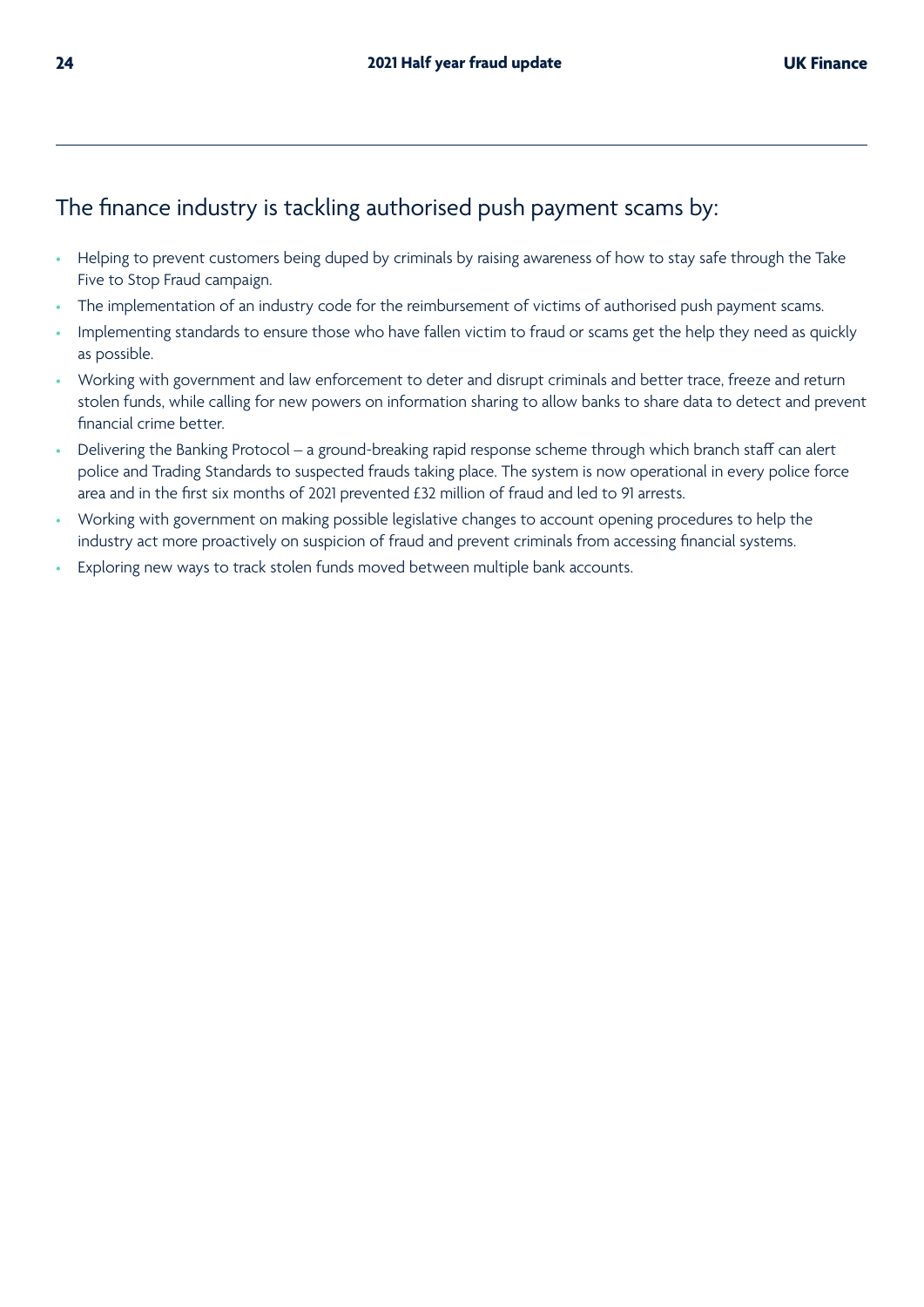## The finance industry is tackling authorised push payment scams by:

- Helping to prevent customers being duped by criminals by raising awareness of how to stay safe through the Take Five to Stop Fraud campaign.
- The implementation of an industry code for the reimbursement of victims of authorised push payment scams.
- Implementing standards to ensure those who have fallen victim to fraud or scams get the help they need as quickly as possible.
- Working with government and law enforcement to deter and disrupt criminals and better trace, freeze and return stolen funds, while calling for new powers on information sharing to allow banks to share data to detect and prevent financial crime better.
- Delivering the Banking Protocol – a ground-breaking rapid response scheme through which branch staff can alert police and Trading Standards to suspected frauds taking place. The system is now operational in every police force area and in the first six months of 2021 prevented £32 million of fraud and led to 91 arrests.
- Working with government on making possible legislative changes to account opening procedures to help the industry act more proactively on suspicion of fraud and prevent criminals from accessing financial systems.
- Exploring new ways to track stolen funds moved between multiple bank accounts.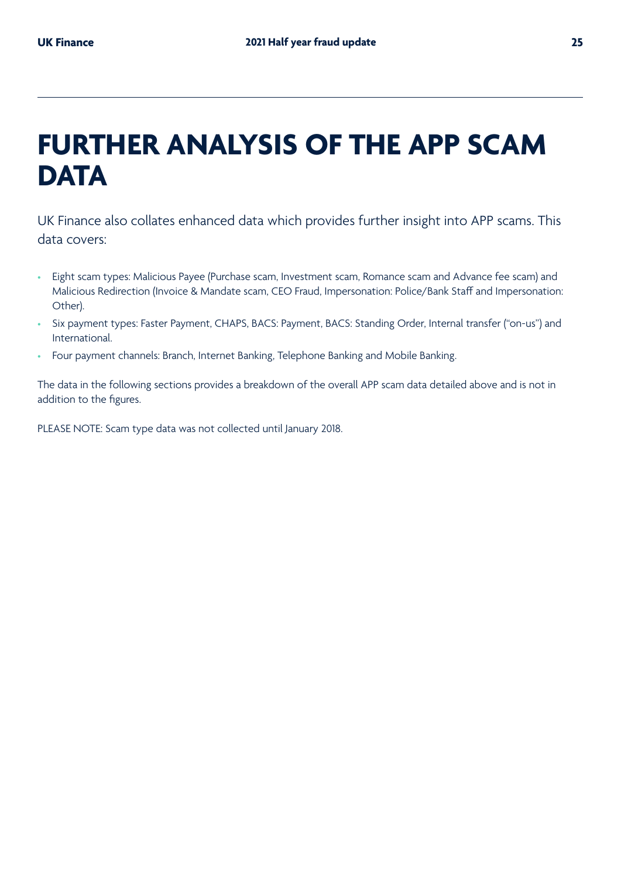# FURTHER ANALYSIS OF THE APP SCAM DATA

UK Finance also collates enhanced data which provides further insight into APP scams. This data covers:

- Eight scam types: Malicious Payee (Purchase scam, Investment scam, Romance scam and Advance fee scam) and Malicious Redirection (Invoice & Mandate scam, CEO Fraud, Impersonation: Police/Bank Staff and Impersonation: Other).
- Six payment types: Faster Payment, CHAPS, BACS: Payment, BACS: Standing Order, Internal transfer ("on-us") and International.
- Four payment channels: Branch, Internet Banking, Telephone Banking and Mobile Banking.

The data in the following sections provides a breakdown of the overall APP scam data detailed above and is not in addition to the figures.

PLEASE NOTE: Scam type data was not collected until January 2018.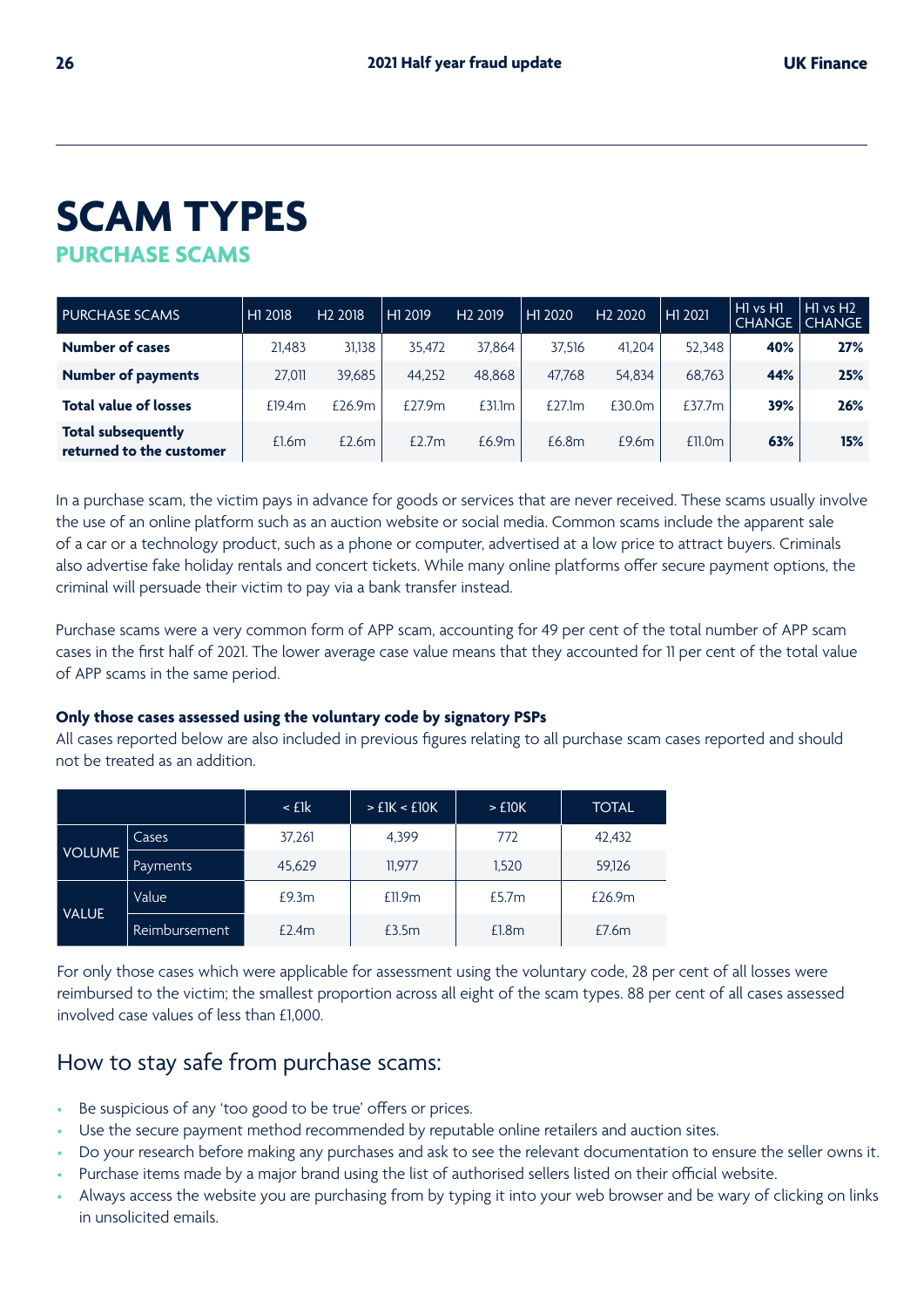# SCAM TYPES

## PURCHASE SCAMS

| PURCHASE SCAMS | H1 2018 | H2 2018 | H1 2019 | H2 2019 | H1 2020 | H2 2020 | H1 2021 | H1 vs H1 CHANGE | H1 vs H2 CHANGE |
|---|---|---|---|---|---|---|---|---|---|
| **Number of cases** | 21,483 | 31,138 | 35,472 | 37,864 | 37,516 | 41,204 | 52,348 | **40%** | **27%** |
| **Number of payments** | 27,011 | 39,685 | 44,252 | 48,868 | 47,768 | 54,834 | 68,763 | **44%** | **25%** |
| **Total value of losses** | £19.4m | £26.9m | £27.9m | £31.1m | £27.1m | £30.0m | £37.7m | **39%** | **26%** |
| **Total subsequently returned to the customer** | £1.6m | £2.6m | £2.7m | £6.9m | £6.8m | £9.6m | £11.0m | **63%** | **15%** |

In a purchase scam, the victim pays in advance for goods or services that are never received. These scams usually involve the use of an online platform such as an auction website or social media. Common scams include the apparent sale of a car or a technology product, such as a phone or computer, advertised at a low price to attract buyers. Criminals also advertise fake holiday rentals and concert tickets. While many online platforms offer secure payment options, the criminal will persuade their victim to pay via a bank transfer instead.

Purchase scams were a very common form of APP scam, accounting for 49 per cent of the total number of APP scam cases in the first half of 2021. The lower average case value means that they accounted for 11 per cent of the total value of APP scams in the same period.

**Only those cases assessed using the voluntary code by signatory PSPs**

All cases reported below are also included in previous figures relating to all purchase scam cases reported and should not be treated as an addition.

| | | < £1k | > £1K < £10K | > £10K | TOTAL |
|---|---|---|---|---|---|
| VOLUME | Cases | 37,261 | 4,399 | 772 | 42,432 |
| | Payments | 45,629 | 11,977 | 1,520 | 59,126 |
| VALUE | Value | £9.3m | £11.9m | £5.7m | £26.9m |
| | Reimbursement | £2.4m | £3.5m | £1.8m | £7.6m |

For only those cases which were applicable for assessment using the voluntary code, 28 per cent of all losses were reimbursed to the victim; the smallest proportion across all eight of the scam types. 88 per cent of all cases assessed involved case values of less than £1,000.

### How to stay safe from purchase scams:

- Be suspicious of any 'too good to be true' offers or prices.
- Use the secure payment method recommended by reputable online retailers and auction sites.
- Do your research before making any purchases and ask to see the relevant documentation to ensure the seller owns it.
- Purchase items made by a major brand using the list of authorised sellers listed on their official website.
- Always access the website you are purchasing from by typing it into your web browser and be wary of clicking on links in unsolicited emails.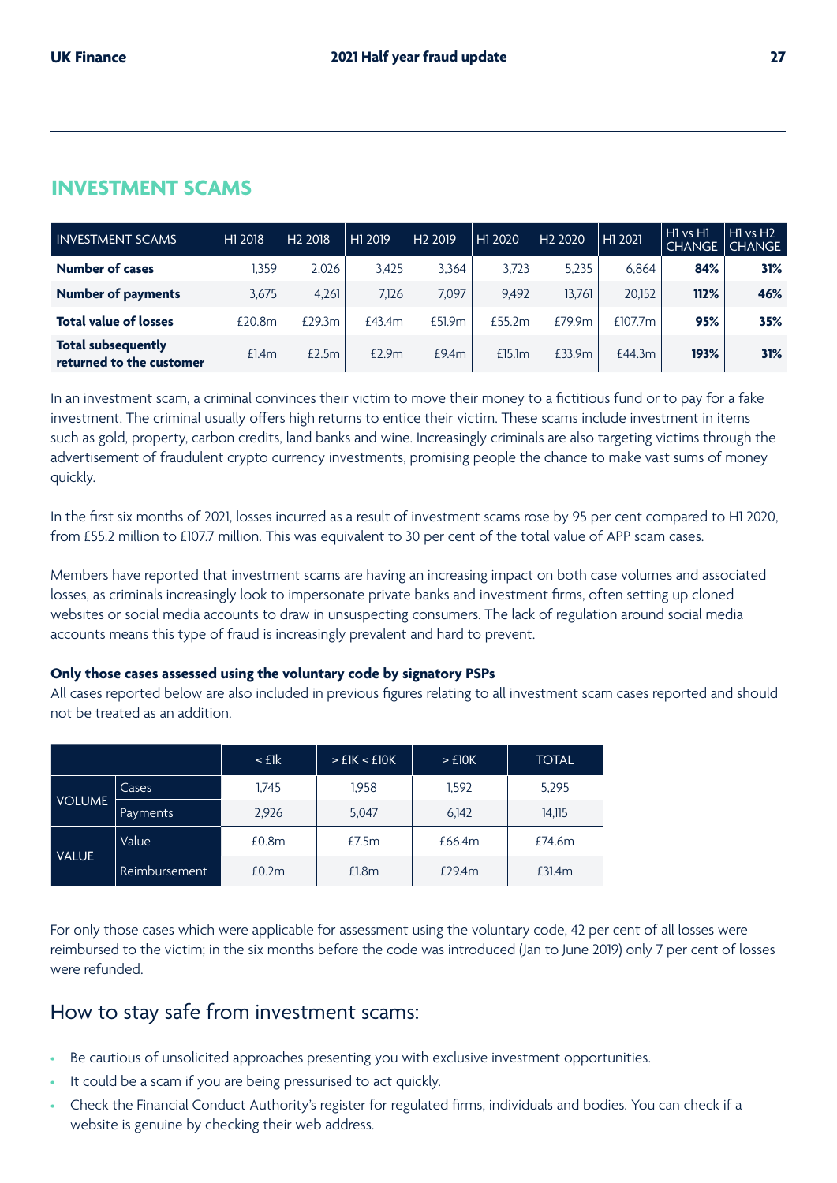## INVESTMENT SCAMS

| INVESTMENT SCAMS | H1 2018 | H2 2018 | H1 2019 | H2 2019 | H1 2020 | H2 2020 | H1 2021 | H1 vs H1 CHANGE | H1 vs H2 CHANGE |
|---|---|---|---|---|---|---|---|---|---|
| **Number of cases** | 1,359 | 2,026 | 3,425 | 3,364 | 3,723 | 5,235 | 6,864 | **84%** | **31%** |
| **Number of payments** | 3,675 | 4,261 | 7,126 | 7,097 | 9,492 | 13,761 | 20,152 | **112%** | **46%** |
| **Total value of losses** | £20.8m | £29.3m | £43.4m | £51.9m | £55.2m | £79.9m | £107.7m | **95%** | **35%** |
| **Total subsequently returned to the customer** | £1.4m | £2.5m | £2.9m | £9.4m | £15.1m | £33.9m | £44.3m | **193%** | **31%** |

In an investment scam, a criminal convinces their victim to move their money to a fictitious fund or to pay for a fake investment. The criminal usually offers high returns to entice their victim. These scams include investment in items such as gold, property, carbon credits, land banks and wine. Increasingly criminals are also targeting victims through the advertisement of fraudulent crypto currency investments, promising people the chance to make vast sums of money quickly.

In the first six months of 2021, losses incurred as a result of investment scams rose by 95 per cent compared to H1 2020, from £55.2 million to £107.7 million. This was equivalent to 30 per cent of the total value of APP scam cases.

Members have reported that investment scams are having an increasing impact on both case volumes and associated losses, as criminals increasingly look to impersonate private banks and investment firms, often setting up cloned websites or social media accounts to draw in unsuspecting consumers. The lack of regulation around social media accounts means this type of fraud is increasingly prevalent and hard to prevent.

**Only those cases assessed using the voluntary code by signatory PSPs**

All cases reported below are also included in previous figures relating to all investment scam cases reported and should not be treated as an addition.

| | | < £1k | > £1K < £10K | > £10K | TOTAL |
|---|---|---|---|---|---|
| VOLUME | Cases | 1,745 | 1,958 | 1,592 | 5,295 |
| | Payments | 2,926 | 5,047 | 6,142 | 14,115 |
| VALUE | Value | £0.8m | £7.5m | £66.4m | £74.6m |
| | Reimbursement | £0.2m | £1.8m | £29.4m | £31.4m |

For only those cases which were applicable for assessment using the voluntary code, 42 per cent of all losses were reimbursed to the victim; in the six months before the code was introduced (Jan to June 2019) only 7 per cent of losses were refunded.

## How to stay safe from investment scams:

- Be cautious of unsolicited approaches presenting you with exclusive investment opportunities.
- It could be a scam if you are being pressurised to act quickly.
- Check the Financial Conduct Authority's register for regulated firms, individuals and bodies. You can check if a website is genuine by checking their web address.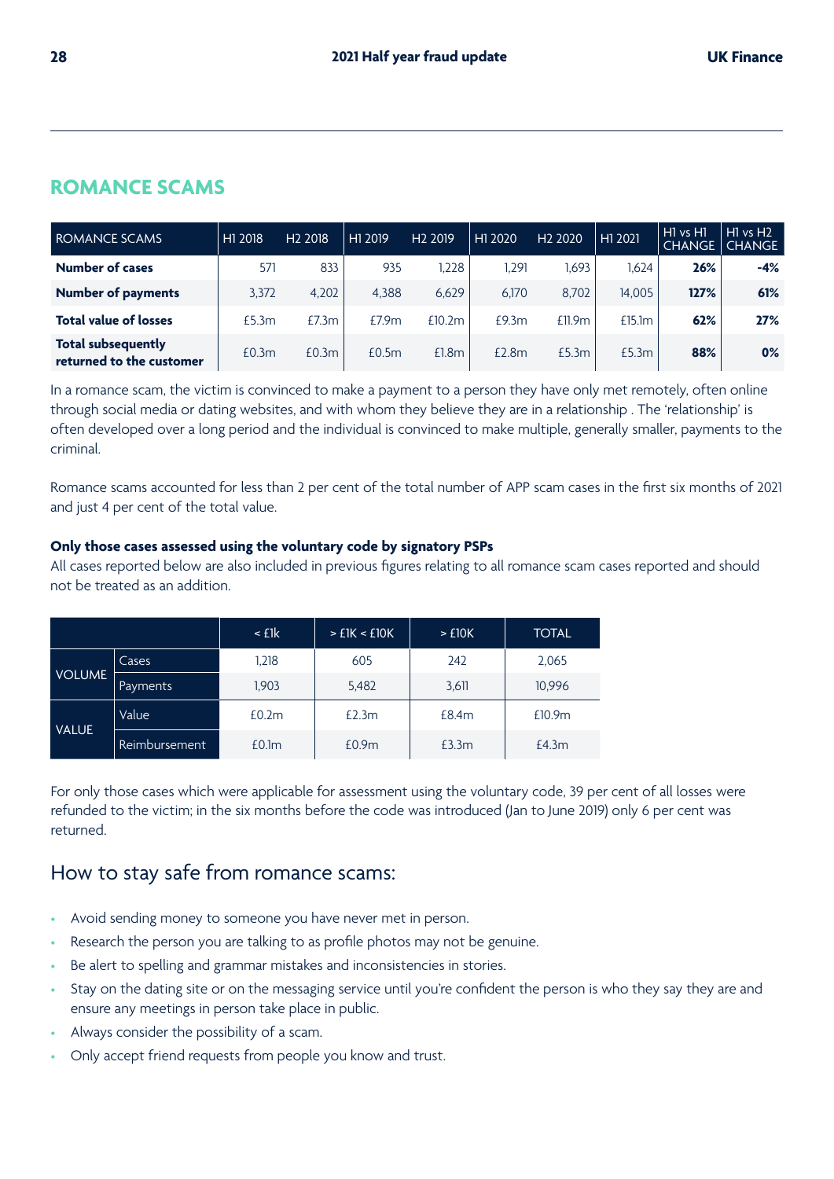## ROMANCE SCAMS

| ROMANCE SCAMS | H1 2018 | H2 2018 | H1 2019 | H2 2019 | H1 2020 | H2 2020 | H1 2021 | H1 vs H1 CHANGE | H1 vs H2 CHANGE |
|---|---|---|---|---|---|---|---|---|---|
| **Number of cases** | 571 | 833 | 935 | 1,228 | 1,291 | 1,693 | 1,624 | **26%** | **-4%** |
| **Number of payments** | 3,372 | 4,202 | 4,388 | 6,629 | 6,170 | 8,702 | 14,005 | **127%** | **61%** |
| **Total value of losses** | £5.3m | £7.3m | £7.9m | £10.2m | £9.3m | £11.9m | £15.1m | **62%** | **27%** |
| **Total subsequently returned to the customer** | £0.3m | £0.3m | £0.5m | £1.8m | £2.8m | £5.3m | £5.3m | **88%** | **0%** |

In a romance scam, the victim is convinced to make a payment to a person they have only met remotely, often online through social media or dating websites, and with whom they believe they are in a relationship . The 'relationship' is often developed over a long period and the individual is convinced to make multiple, generally smaller, payments to the criminal.

Romance scams accounted for less than 2 per cent of the total number of APP scam cases in the first six months of 2021 and just 4 per cent of the total value.

**Only those cases assessed using the voluntary code by signatory PSPs**

All cases reported below are also included in previous figures relating to all romance scam cases reported and should not be treated as an addition.

| | | < £1k | > £1K < £10K | > £10K | TOTAL |
|---|---|---|---|---|---|
| VOLUME | Cases | 1,218 | 605 | 242 | 2,065 |
| | Payments | 1,903 | 5,482 | 3,611 | 10,996 |
| VALUE | Value | £0.2m | £2.3m | £8.4m | £10.9m |
| | Reimbursement | £0.1m | £0.9m | £3.3m | £4.3m |

For only those cases which were applicable for assessment using the voluntary code, 39 per cent of all losses were refunded to the victim; in the six months before the code was introduced (Jan to June 2019) only 6 per cent was returned.

## How to stay safe from romance scams:

- Avoid sending money to someone you have never met in person.
- Research the person you are talking to as profile photos may not be genuine.
- Be alert to spelling and grammar mistakes and inconsistencies in stories.
- Stay on the dating site or on the messaging service until you're confident the person is who they say they are and ensure any meetings in person take place in public.
- Always consider the possibility of a scam.
- Only accept friend requests from people you know and trust.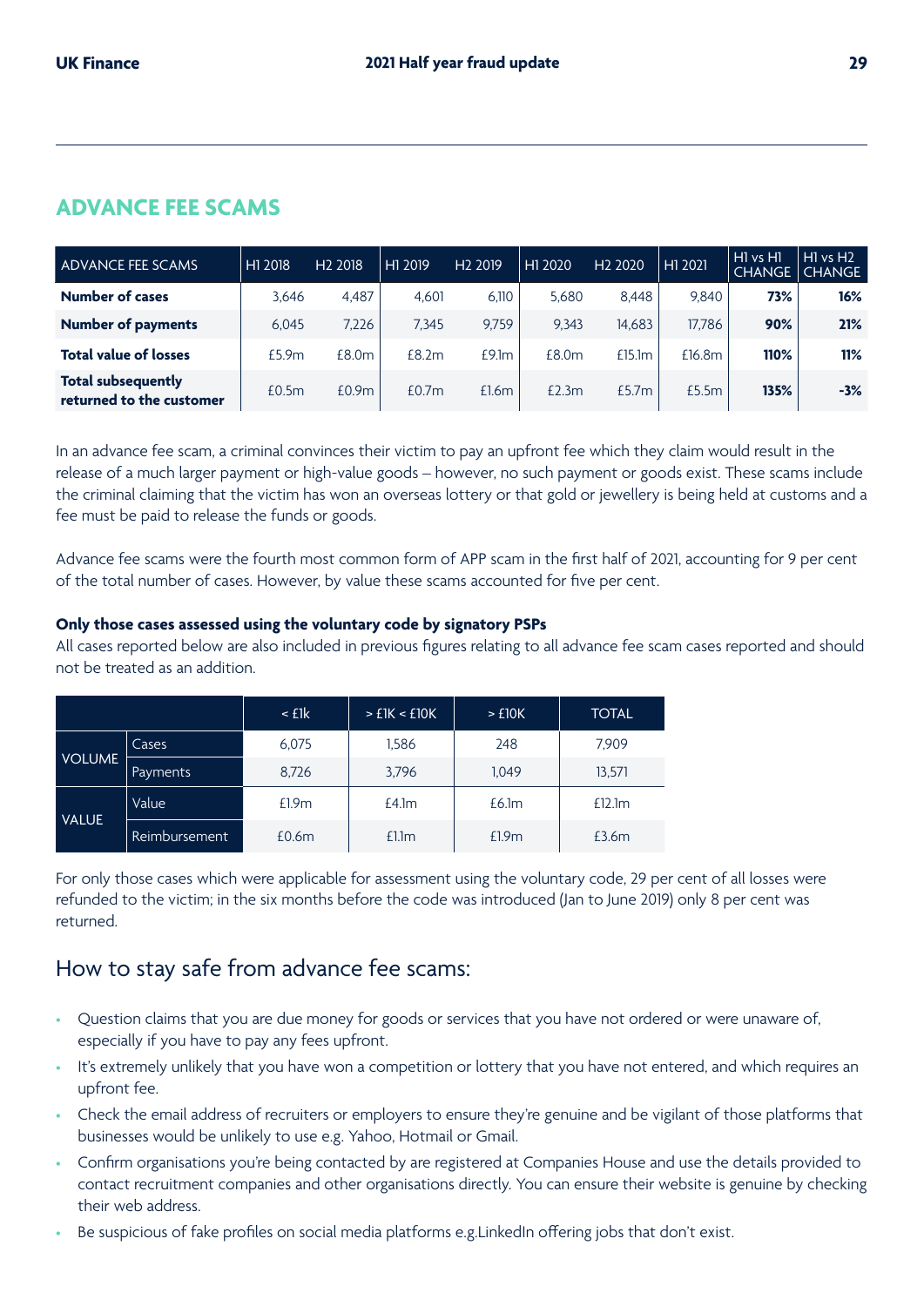## ADVANCE FEE SCAMS

| ADVANCE FEE SCAMS | H1 2018 | H2 2018 | H1 2019 | H2 2019 | H1 2020 | H2 2020 | H1 2021 | H1 vs H1 CHANGE | H1 vs H2 CHANGE |
|---|---|---|---|---|---|---|---|---|---|
| **Number of cases** | 3,646 | 4,487 | 4,601 | 6,110 | 5,680 | 8,448 | 9,840 | **73%** | **16%** |
| **Number of payments** | 6,045 | 7,226 | 7,345 | 9,759 | 9,343 | 14,683 | 17,786 | **90%** | **21%** |
| **Total value of losses** | £5.9m | £8.0m | £8.2m | £9.1m | £8.0m | £15.1m | £16.8m | **110%** | **11%** |
| **Total subsequently returned to the customer** | £0.5m | £0.9m | £0.7m | £1.6m | £2.3m | £5.7m | £5.5m | **135%** | **-3%** |

In an advance fee scam, a criminal convinces their victim to pay an upfront fee which they claim would result in the release of a much larger payment or high-value goods – however, no such payment or goods exist. These scams include the criminal claiming that the victim has won an overseas lottery or that gold or jewellery is being held at customs and a fee must be paid to release the funds or goods.

Advance fee scams were the fourth most common form of APP scam in the first half of 2021, accounting for 9 per cent of the total number of cases. However, by value these scams accounted for five per cent.

**Only those cases assessed using the voluntary code by signatory PSPs**

All cases reported below are also included in previous figures relating to all advance fee scam cases reported and should not be treated as an addition.

| | | < £1k | > £1K < £10K | > £10K | TOTAL |
|---|---|---|---|---|---|
| VOLUME | Cases | 6,075 | 1,586 | 248 | 7,909 |
| | Payments | 8,726 | 3,796 | 1,049 | 13,571 |
| VALUE | Value | £1.9m | £4.1m | £6.1m | £12.1m |
| | Reimbursement | £0.6m | £1.1m | £1.9m | £3.6m |

For only those cases which were applicable for assessment using the voluntary code, 29 per cent of all losses were refunded to the victim; in the six months before the code was introduced (Jan to June 2019) only 8 per cent was returned.

## How to stay safe from advance fee scams:

- Question claims that you are due money for goods or services that you have not ordered or were unaware of, especially if you have to pay any fees upfront.
- It's extremely unlikely that you have won a competition or lottery that you have not entered, and which requires an upfront fee.
- Check the email address of recruiters or employers to ensure they're genuine and be vigilant of those platforms that businesses would be unlikely to use e.g. Yahoo, Hotmail or Gmail.
- Confirm organisations you're being contacted by are registered at Companies House and use the details provided to contact recruitment companies and other organisations directly. You can ensure their website is genuine by checking their web address.
- Be suspicious of fake profiles on social media platforms e.g.LinkedIn offering jobs that don't exist.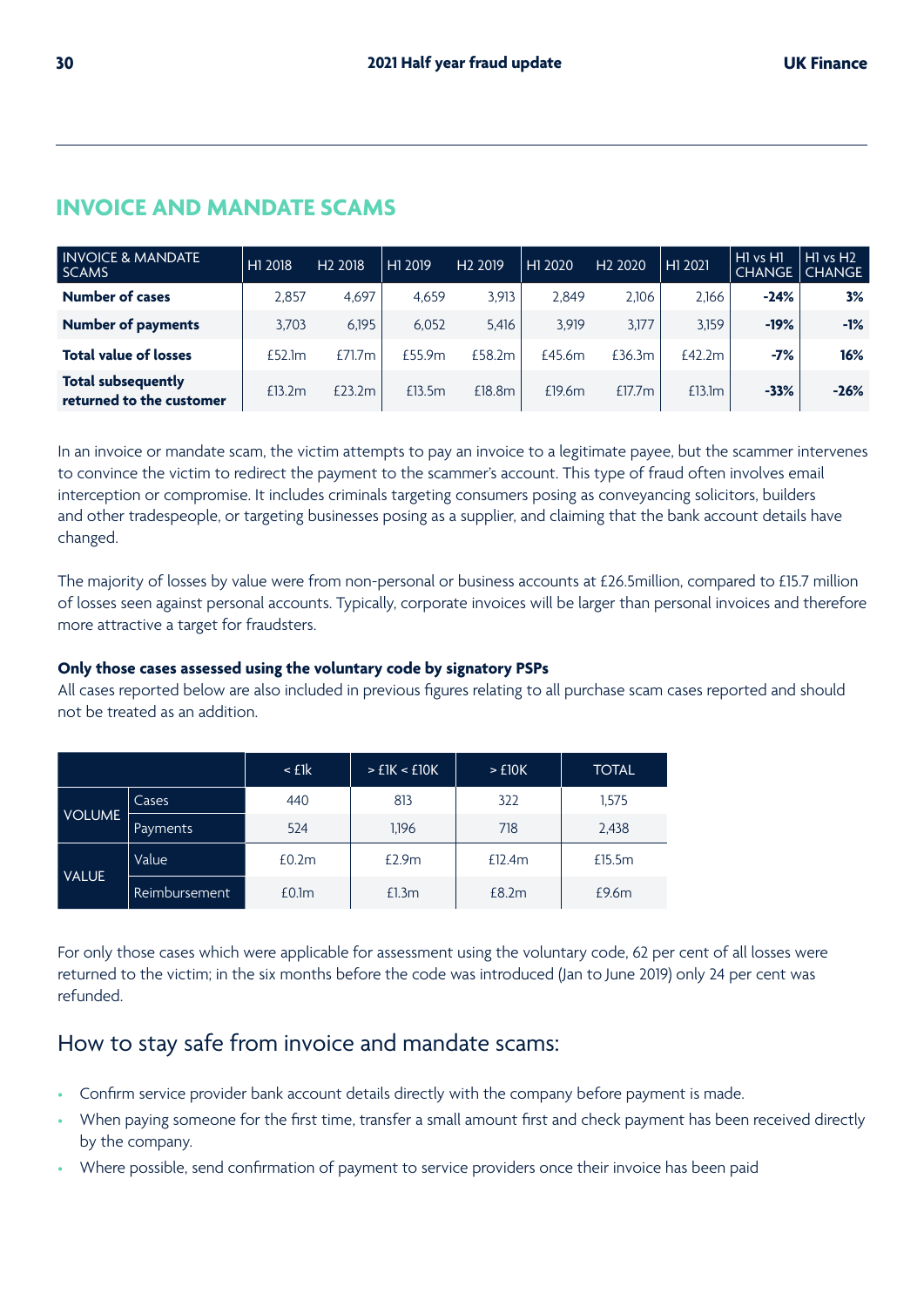## INVOICE AND MANDATE SCAMS

| INVOICE & MANDATE SCAMS | H1 2018 | H2 2018 | H1 2019 | H2 2019 | H1 2020 | H2 2020 | H1 2021 | H1 vs H1 CHANGE | H1 vs H2 CHANGE |
|---|---|---|---|---|---|---|---|---|---|
| **Number of cases** | 2,857 | 4,697 | 4,659 | 3,913 | 2,849 | 2,106 | 2,166 | **-24%** | **3%** |
| **Number of payments** | 3,703 | 6,195 | 6,052 | 5,416 | 3,919 | 3,177 | 3,159 | **-19%** | **-1%** |
| **Total value of losses** | £52.1m | £71.7m | £55.9m | £58.2m | £45.6m | £36.3m | £42.2m | **-7%** | **16%** |
| **Total subsequently returned to the customer** | £13.2m | £23.2m | £13.5m | £18.8m | £19.6m | £17.7m | £13.1m | **-33%** | **-26%** |

In an invoice or mandate scam, the victim attempts to pay an invoice to a legitimate payee, but the scammer intervenes to convince the victim to redirect the payment to the scammer's account. This type of fraud often involves email interception or compromise. It includes criminals targeting consumers posing as conveyancing solicitors, builders and other tradespeople, or targeting businesses posing as a supplier, and claiming that the bank account details have changed.

The majority of losses by value were from non-personal or business accounts at £26.5million, compared to £15.7 million of losses seen against personal accounts. Typically, corporate invoices will be larger than personal invoices and therefore more attractive a target for fraudsters.

**Only those cases assessed using the voluntary code by signatory PSPs**

All cases reported below are also included in previous figures relating to all purchase scam cases reported and should not be treated as an addition.

| | | < £1k | > £1K < £10K | > £10K | TOTAL |
|---|---|---|---|---|---|
| VOLUME | Cases | 440 | 813 | 322 | 1,575 |
| | Payments | 524 | 1,196 | 718 | 2,438 |
| VALUE | Value | £0.2m | £2.9m | £12.4m | £15.5m |
| | Reimbursement | £0.1m | £1.3m | £8.2m | £9.6m |

For only those cases which were applicable for assessment using the voluntary code, 62 per cent of all losses were returned to the victim; in the six months before the code was introduced (Jan to June 2019) only 24 per cent was refunded.

## How to stay safe from invoice and mandate scams:

- Confirm service provider bank account details directly with the company before payment is made.
- When paying someone for the first time, transfer a small amount first and check payment has been received directly by the company.
- Where possible, send confirmation of payment to service providers once their invoice has been paid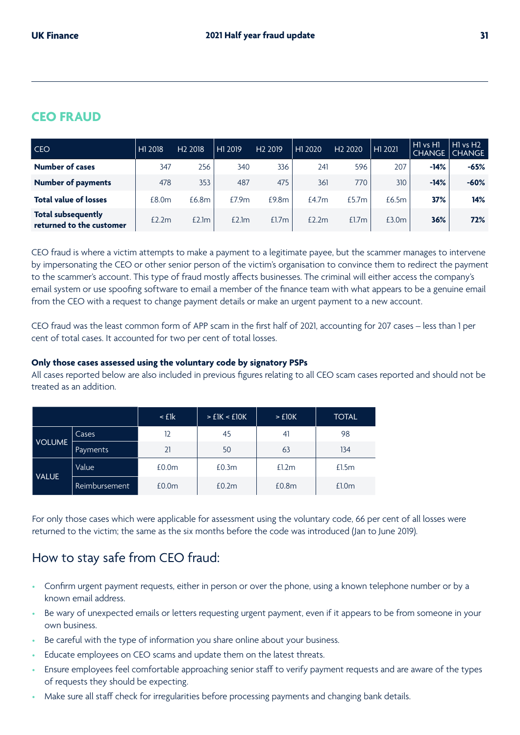## CEO FRAUD

| CEO | H1 2018 | H2 2018 | H1 2019 | H2 2019 | H1 2020 | H2 2020 | H1 2021 | H1 vs H1 CHANGE | H1 vs H2 CHANGE |
|---|---|---|---|---|---|---|---|---|---|
| **Number of cases** | 347 | 256 | 340 | 336 | 241 | 596 | 207 | **-14%** | **-65%** |
| **Number of payments** | 478 | 353 | 487 | 475 | 361 | 770 | 310 | **-14%** | **-60%** |
| **Total value of losses** | £8.0m | £6.8m | £7.9m | £9.8m | £4.7m | £5.7m | £6.5m | **37%** | **14%** |
| **Total subsequently returned to the customer** | £2.2m | £2.1m | £2.1m | £1.7m | £2.2m | £1.7m | £3.0m | **36%** | **72%** |

CEO fraud is where a victim attempts to make a payment to a legitimate payee, but the scammer manages to intervene by impersonating the CEO or other senior person of the victim's organisation to convince them to redirect the payment to the scammer's account. This type of fraud mostly affects businesses. The criminal will either access the company's email system or use spoofing software to email a member of the finance team with what appears to be a genuine email from the CEO with a request to change payment details or make an urgent payment to a new account.

CEO fraud was the least common form of APP scam in the first half of 2021, accounting for 207 cases – less than 1 per cent of total cases. It accounted for two per cent of total losses.

**Only those cases assessed using the voluntary code by signatory PSPs**

All cases reported below are also included in previous figures relating to all CEO scam cases reported and should not be treated as an addition.

| | | < £1k | > £1K < £10K | > £10K | TOTAL |
|---|---|---|---|---|---|
| VOLUME | Cases | 12 | 45 | 41 | 98 |
| | Payments | 21 | 50 | 63 | 134 |
| VALUE | Value | £0.0m | £0.3m | £1.2m | £1.5m |
| | Reimbursement | £0.0m | £0.2m | £0.8m | £1.0m |

For only those cases which were applicable for assessment using the voluntary code, 66 per cent of all losses were returned to the victim; the same as the six months before the code was introduced (Jan to June 2019).

## How to stay safe from CEO fraud:

- Confirm urgent payment requests, either in person or over the phone, using a known telephone number or by a known email address.
- Be wary of unexpected emails or letters requesting urgent payment, even if it appears to be from someone in your own business.
- Be careful with the type of information you share online about your business.
- Educate employees on CEO scams and update them on the latest threats.
- Ensure employees feel comfortable approaching senior staff to verify payment requests and are aware of the types of requests they should be expecting.
- Make sure all staff check for irregularities before processing payments and changing bank details.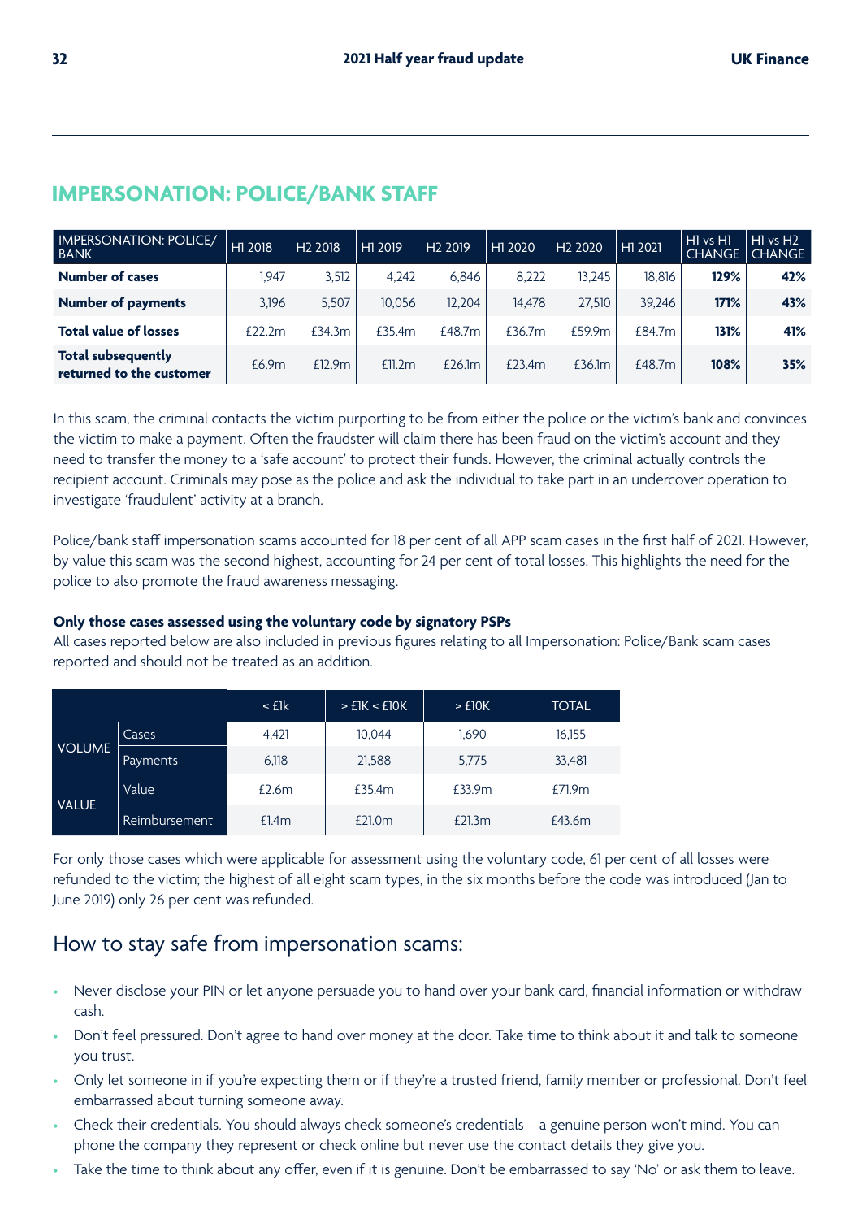## IMPERSONATION: POLICE/BANK STAFF

| IMPERSONATION: POLICE/ BANK | H1 2018 | H2 2018 | H1 2019 | H2 2019 | H1 2020 | H2 2020 | H1 2021 | H1 vs H1 CHANGE | H1 vs H2 CHANGE |
|---|---|---|---|---|---|---|---|---|---|
| **Number of cases** | 1,947 | 3,512 | 4,242 | 6,846 | 8,222 | 13,245 | 18,816 | **129%** | **42%** |
| **Number of payments** | 3,196 | 5,507 | 10,056 | 12,204 | 14,478 | 27,510 | 39,246 | **171%** | **43%** |
| **Total value of losses** | £22.2m | £34.3m | £35.4m | £48.7m | £36.7m | £59.9m | £84.7m | **131%** | **41%** |
| **Total subsequently returned to the customer** | £6.9m | £12.9m | £11.2m | £26.1m | £23.4m | £36.1m | £48.7m | **108%** | **35%** |

In this scam, the criminal contacts the victim purporting to be from either the police or the victim's bank and convinces the victim to make a payment. Often the fraudster will claim there has been fraud on the victim's account and they need to transfer the money to a 'safe account' to protect their funds. However, the criminal actually controls the recipient account. Criminals may pose as the police and ask the individual to take part in an undercover operation to investigate 'fraudulent' activity at a branch.

Police/bank staff impersonation scams accounted for 18 per cent of all APP scam cases in the first half of 2021. However, by value this scam was the second highest, accounting for 24 per cent of total losses. This highlights the need for the police to also promote the fraud awareness messaging.

**Only those cases assessed using the voluntary code by signatory PSPs**

All cases reported below are also included in previous figures relating to all Impersonation: Police/Bank scam cases reported and should not be treated as an addition.

| | | < £1k | > £1K < £10K | > £10K | TOTAL |
|---|---|---|---|---|---|
| VOLUME | Cases | 4,421 | 10,044 | 1,690 | 16,155 |
| | Payments | 6,118 | 21,588 | 5,775 | 33,481 |
| VALUE | Value | £2.6m | £35.4m | £33.9m | £71.9m |
| | Reimbursement | £1.4m | £21.0m | £21.3m | £43.6m |

For only those cases which were applicable for assessment using the voluntary code, 61 per cent of all losses were refunded to the victim; the highest of all eight scam types, in the six months before the code was introduced (Jan to June 2019) only 26 per cent was refunded.

## How to stay safe from impersonation scams:

- Never disclose your PIN or let anyone persuade you to hand over your bank card, financial information or withdraw cash.
- Don't feel pressured. Don't agree to hand over money at the door. Take time to think about it and talk to someone you trust.
- Only let someone in if you're expecting them or if they're a trusted friend, family member or professional. Don't feel embarrassed about turning someone away.
- Check their credentials. You should always check someone's credentials – a genuine person won't mind. You can phone the company they represent or check online but never use the contact details they give you.
- Take the time to think about any offer, even if it is genuine. Don't be embarrassed to say 'No' or ask them to leave.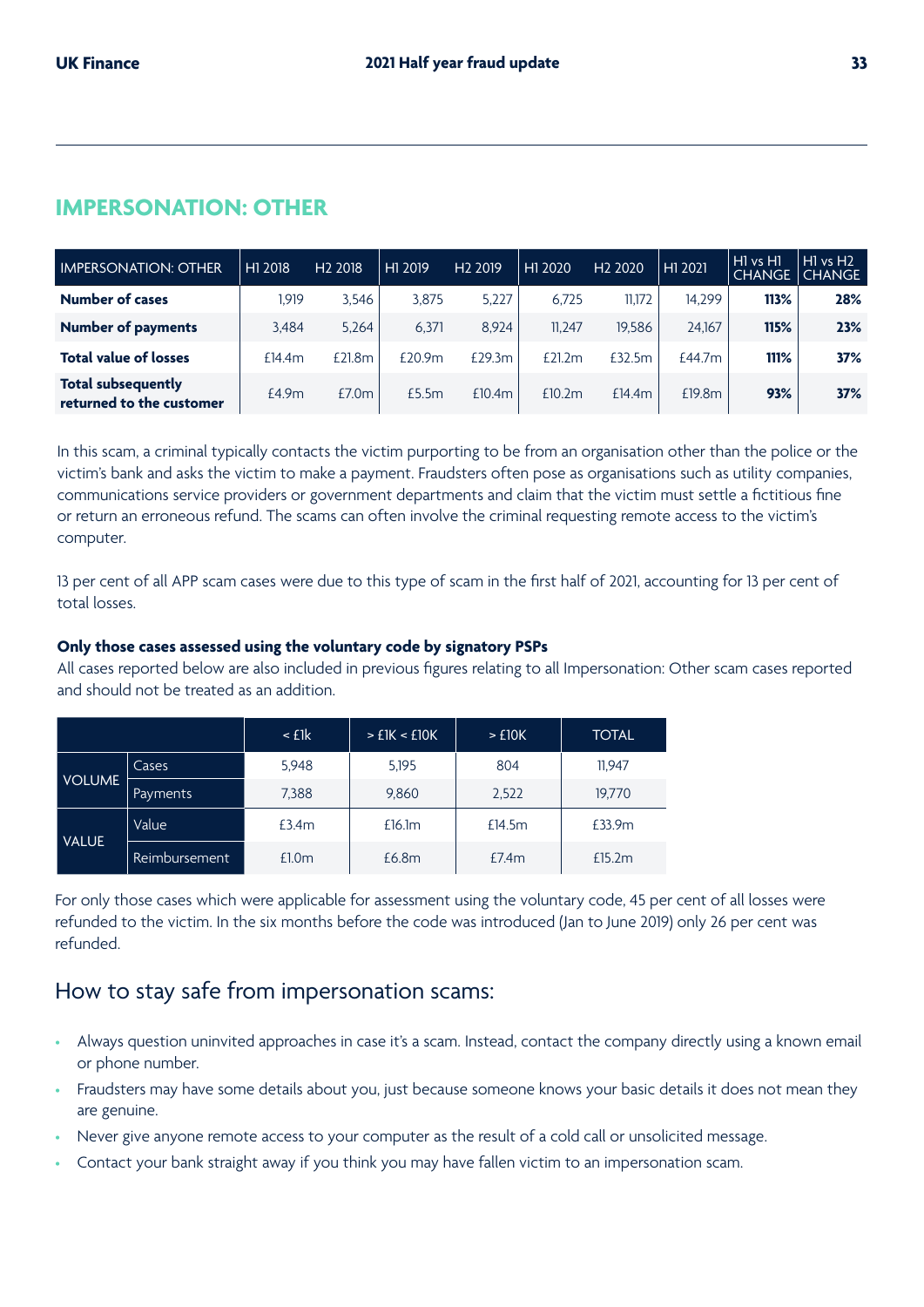## IMPERSONATION: OTHER

| IMPERSONATION: OTHER | H1 2018 | H2 2018 | H1 2019 | H2 2019 | H1 2020 | H2 2020 | H1 2021 | H1 vs H1 CHANGE | H1 vs H2 CHANGE |
|---|---|---|---|---|---|---|---|---|---|
| **Number of cases** | 1,919 | 3,546 | 3,875 | 5,227 | 6,725 | 11,172 | 14,299 | **113%** | **28%** |
| **Number of payments** | 3,484 | 5,264 | 6,371 | 8,924 | 11,247 | 19,586 | 24,167 | **115%** | **23%** |
| **Total value of losses** | £14.4m | £21.8m | £20.9m | £29.3m | £21.2m | £32.5m | £44.7m | **111%** | **37%** |
| **Total subsequently returned to the customer** | £4.9m | £7.0m | £5.5m | £10.4m | £10.2m | £14.4m | £19.8m | **93%** | **37%** |

In this scam, a criminal typically contacts the victim purporting to be from an organisation other than the police or the victim's bank and asks the victim to make a payment. Fraudsters often pose as organisations such as utility companies, communications service providers or government departments and claim that the victim must settle a fictitious fine or return an erroneous refund. The scams can often involve the criminal requesting remote access to the victim's computer.

13 per cent of all APP scam cases were due to this type of scam in the first half of 2021, accounting for 13 per cent of total losses.

**Only those cases assessed using the voluntary code by signatory PSPs**

All cases reported below are also included in previous figures relating to all Impersonation: Other scam cases reported and should not be treated as an addition.

| | | < £1k | > £1K < £10K | > £10K | TOTAL |
|---|---|---|---|---|---|
| VOLUME | Cases | 5,948 | 5,195 | 804 | 11,947 |
| | Payments | 7,388 | 9,860 | 2,522 | 19,770 |
| VALUE | Value | £3.4m | £16.1m | £14.5m | £33.9m |
| | Reimbursement | £1.0m | £6.8m | £7.4m | £15.2m |

For only those cases which were applicable for assessment using the voluntary code, 45 per cent of all losses were refunded to the victim. In the six months before the code was introduced (Jan to June 2019) only 26 per cent was refunded.

### How to stay safe from impersonation scams:

- Always question uninvited approaches in case it's a scam. Instead, contact the company directly using a known email or phone number.
- Fraudsters may have some details about you, just because someone knows your basic details it does not mean they are genuine.
- Never give anyone remote access to your computer as the result of a cold call or unsolicited message.
- Contact your bank straight away if you think you may have fallen victim to an impersonation scam.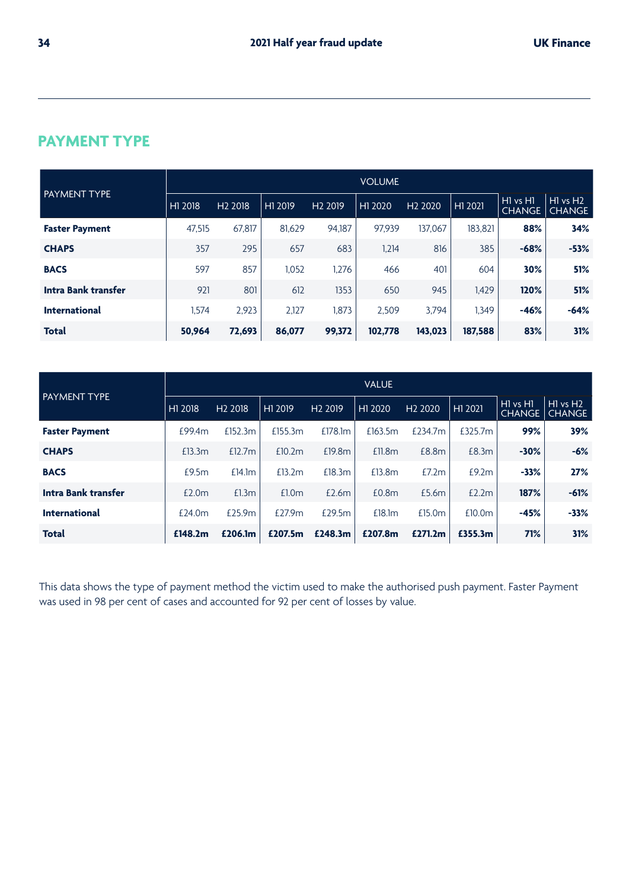## PAYMENT TYPE

| PAYMENT TYPE | VOLUME | | | | | | | | |
|---|---|---|---|---|---|---|---|---|---|
| | H1 2018 | H2 2018 | H1 2019 | H2 2019 | H1 2020 | H2 2020 | H1 2021 | H1 vs H1 CHANGE | H1 vs H2 CHANGE |
| **Faster Payment** | 47,515 | 67,817 | 81,629 | 94,187 | 97,939 | 137,067 | 183,821 | **88%** | **34%** |
| **CHAPS** | 357 | 295 | 657 | 683 | 1,214 | 816 | 385 | **-68%** | **-53%** |
| **BACS** | 597 | 857 | 1,052 | 1,276 | 466 | 401 | 604 | **30%** | **51%** |
| **Intra Bank transfer** | 921 | 801 | 612 | 1353 | 650 | 945 | 1,429 | **120%** | **51%** |
| **International** | 1,574 | 2,923 | 2,127 | 1,873 | 2,509 | 3,794 | 1,349 | **-46%** | **-64%** |
| **Total** | **50,964** | **72,693** | **86,077** | **99,372** | **102,778** | **143,023** | **187,588** | **83%** | **31%** |

| PAYMENT TYPE | VALUE | | | | | | | | |
|---|---|---|---|---|---|---|---|---|---|
| | H1 2018 | H2 2018 | H1 2019 | H2 2019 | H1 2020 | H2 2020 | H1 2021 | H1 vs H1 CHANGE | H1 vs H2 CHANGE |
| **Faster Payment** | £99.4m | £152.3m | £155.3m | £178.1m | £163.5m | £234.7m | £325.7m | **99%** | **39%** |
| **CHAPS** | £13.3m | £12.7m | £10.2m | £19.8m | £11.8m | £8.8m | £8.3m | **-30%** | **-6%** |
| **BACS** | £9.5m | £14.1m | £13.2m | £18.3m | £13.8m | £7.2m | £9.2m | **-33%** | **27%** |
| **Intra Bank transfer** | £2.0m | £1.3m | £1.0m | £2.6m | £0.8m | £5.6m | £2.2m | **187%** | **-61%** |
| **International** | £24.0m | £25.9m | £27.9m | £29.5m | £18.1m | £15.0m | £10.0m | **-45%** | **-33%** |
| **Total** | **£148.2m** | **£206.1m** | **£207.5m** | **£248.3m** | **£207.8m** | **£271.2m** | **£355.3m** | **71%** | **31%** |

This data shows the type of payment method the victim used to make the authorised push payment. Faster Payment was used in 98 per cent of cases and accounted for 92 per cent of losses by value.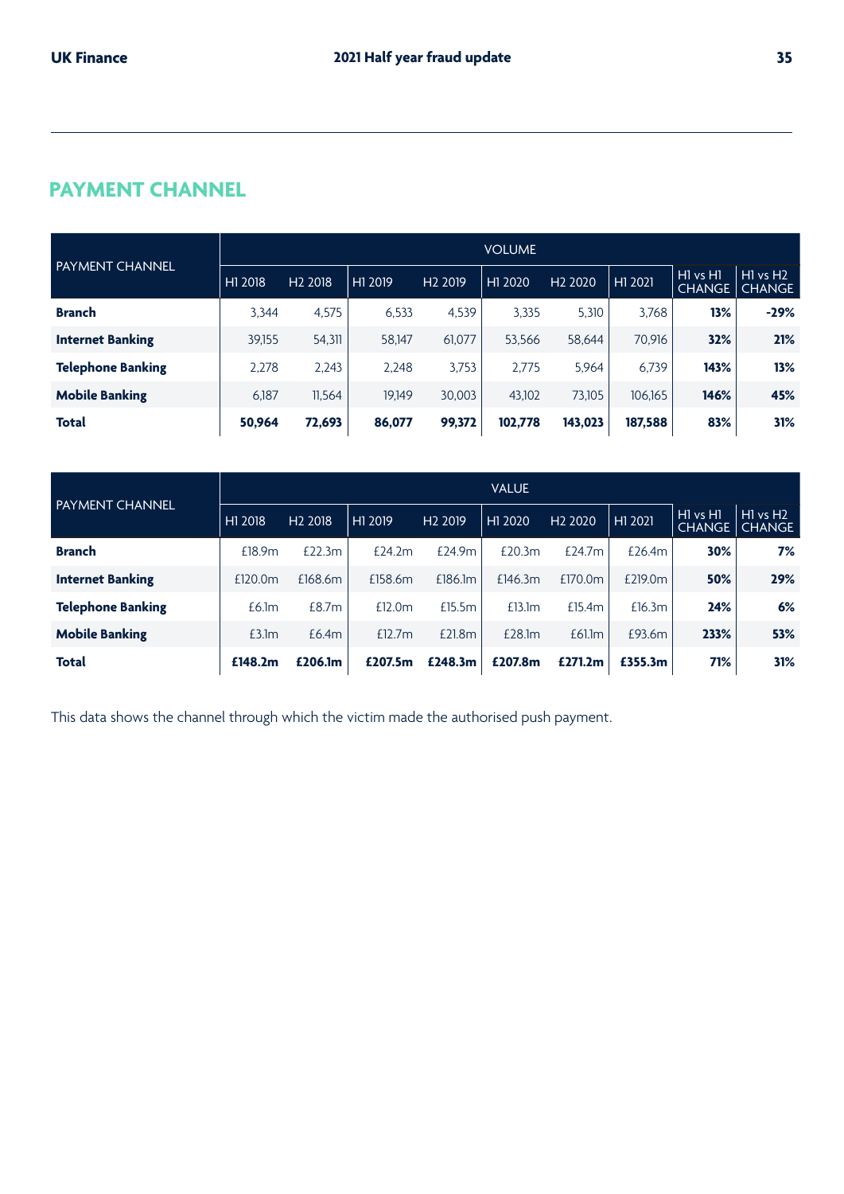## PAYMENT CHANNEL

| PAYMENT CHANNEL | VOLUME | | | | | | | | |
|---|---|---|---|---|---|---|---|---|---|
| | H1 2018 | H2 2018 | H1 2019 | H2 2019 | H1 2020 | H2 2020 | H1 2021 | H1 vs H1 CHANGE | H1 vs H2 CHANGE |
| **Branch** | 3,344 | 4,575 | 6,533 | 4,539 | 3,335 | 5,310 | 3,768 | **13%** | **-29%** |
| **Internet Banking** | 39,155 | 54,311 | 58,147 | 61,077 | 53,566 | 58,644 | 70,916 | **32%** | **21%** |
| **Telephone Banking** | 2,278 | 2,243 | 2,248 | 3,753 | 2,775 | 5,964 | 6,739 | **143%** | **13%** |
| **Mobile Banking** | 6,187 | 11,564 | 19,149 | 30,003 | 43,102 | 73,105 | 106,165 | **146%** | **45%** |
| **Total** | **50,964** | **72,693** | **86,077** | **99,372** | **102,778** | **143,023** | **187,588** | **83%** | **31%** |

| PAYMENT CHANNEL | VALUE | | | | | | | | |
|---|---|---|---|---|---|---|---|---|---|
| | H1 2018 | H2 2018 | H1 2019 | H2 2019 | H1 2020 | H2 2020 | H1 2021 | H1 vs H1 CHANGE | H1 vs H2 CHANGE |
| **Branch** | £18.9m | £22.3m | £24.2m | £24.9m | £20.3m | £24.7m | £26.4m | **30%** | **7%** |
| **Internet Banking** | £120.0m | £168.6m | £158.6m | £186.1m | £146.3m | £170.0m | £219.0m | **50%** | **29%** |
| **Telephone Banking** | £6.1m | £8.7m | £12.0m | £15.5m | £13.1m | £15.4m | £16.3m | **24%** | **6%** |
| **Mobile Banking** | £3.1m | £6.4m | £12.7m | £21.8m | £28.1m | £61.1m | £93.6m | **233%** | **53%** |
| **Total** | **£148.2m** | **£206.1m** | **£207.5m** | **£248.3m** | **£207.8m** | **£271.2m** | **£355.3m** | **71%** | **31%** |

This data shows the channel through which the victim made the authorised push payment.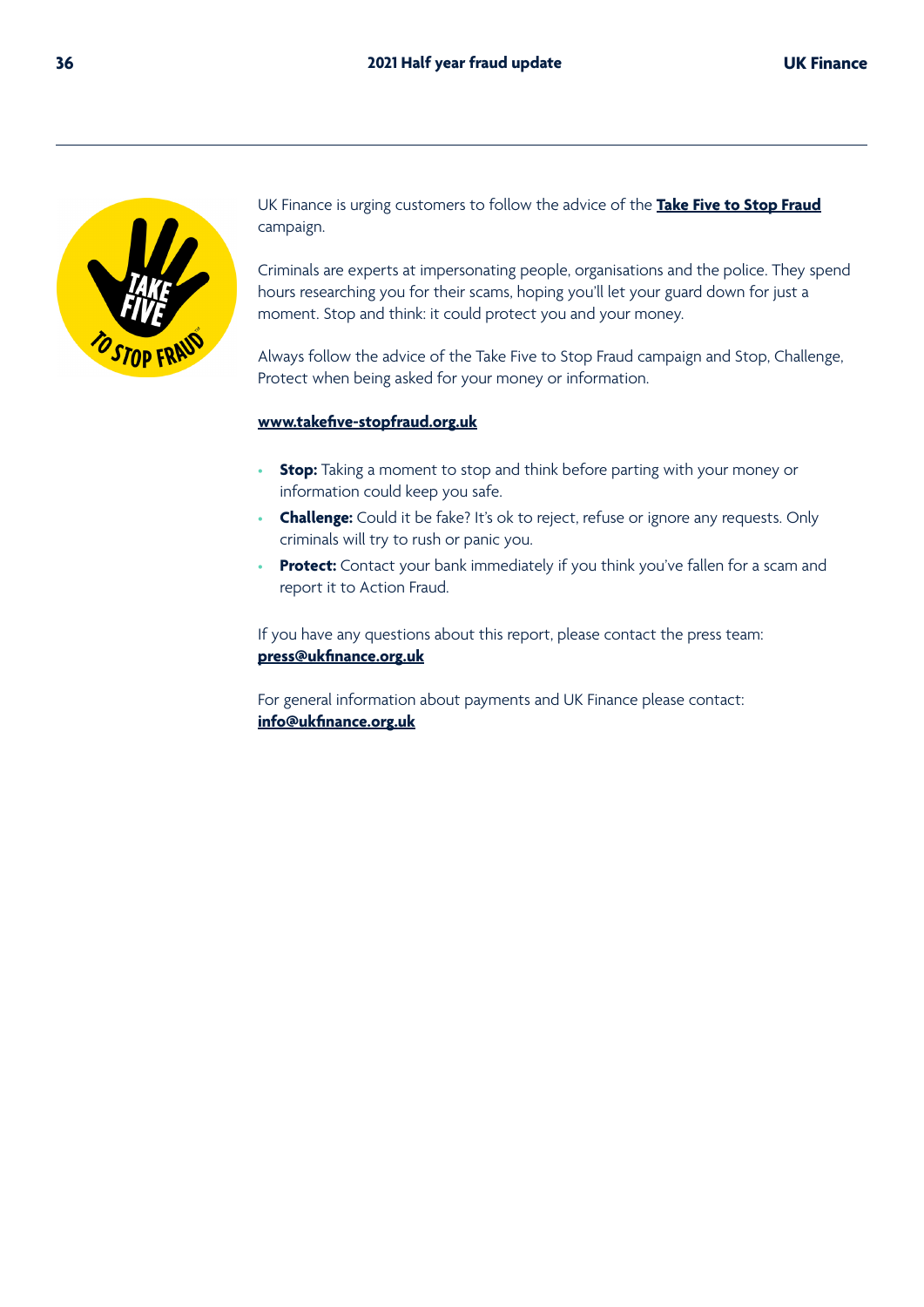UK Finance is urging customers to follow the advice of the **Take Five to Stop Fraud** campaign.

Criminals are experts at impersonating people, organisations and the police. They spend hours researching you for their scams, hoping you'll let your guard down for just a moment. Stop and think: it could protect you and your money.

Always follow the advice of the Take Five to Stop Fraud campaign and Stop, Challenge, Protect when being asked for your money or information.

**www.takefive-stopfraud.org.uk**

- **Stop:** Taking a moment to stop and think before parting with your money or information could keep you safe.
- **Challenge:** Could it be fake? It's ok to reject, refuse or ignore any requests. Only criminals will try to rush or panic you.
- **Protect:** Contact your bank immediately if you think you've fallen for a scam and report it to Action Fraud.

If you have any questions about this report, please contact the press team:
**press@ukfinance.org.uk**

For general information about payments and UK Finance please contact:
**info@ukfinance.org.uk**